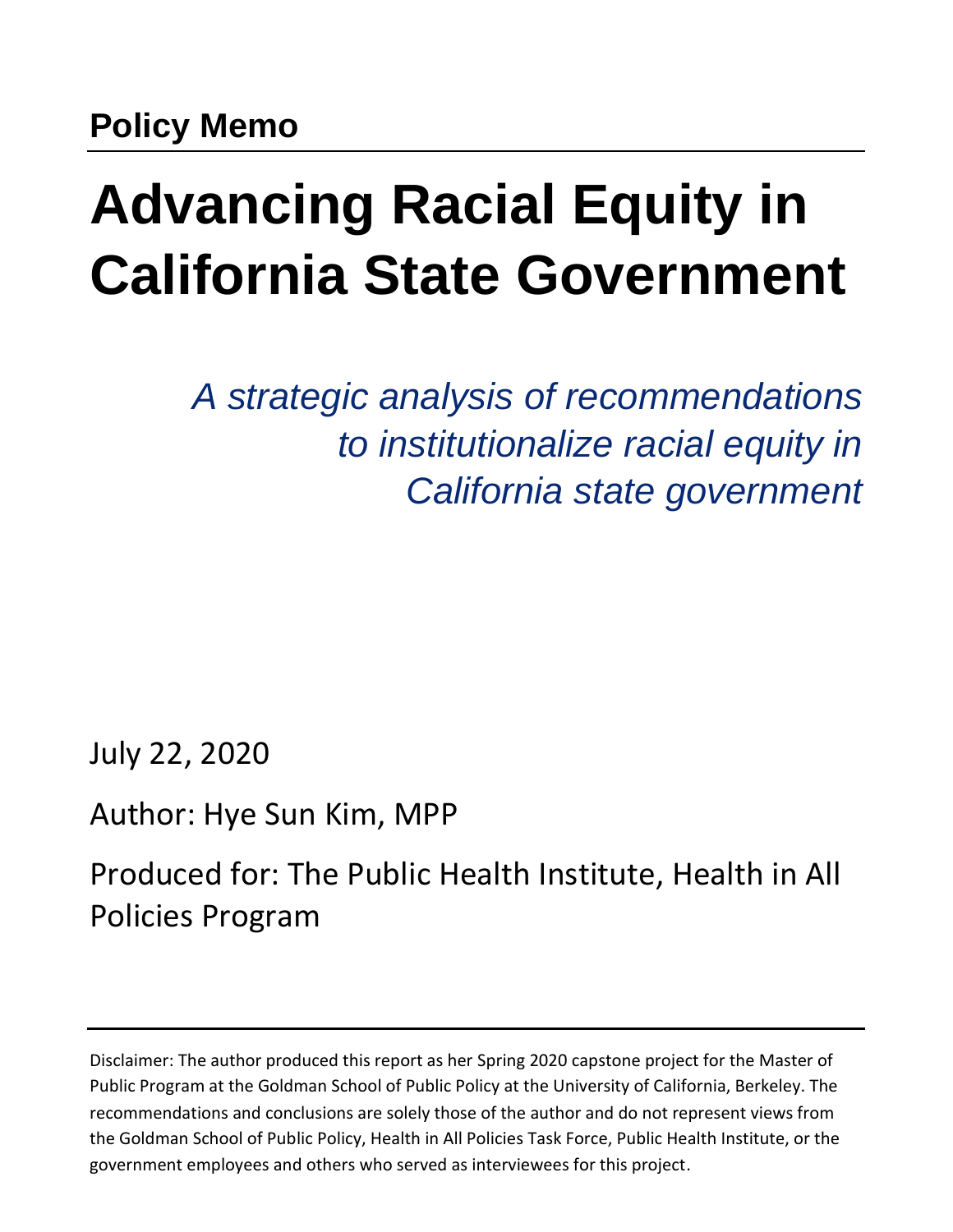**Policy Memo**

# Advancing Racial Equity in California State Government

*A strategic analysis of recommendations to institutionalize racial equity in California state government*

July 22, 2020

Author: Hye Sun Kim, MPP

Produced for: The Public Health Institute, Health in All Policies Program

---

Disclaimer: The author produced this report as her Spring 2020 capstone project for the Master of Public Program at the Goldman School of Public Policy at the University of California, Berkeley. The recommendations and conclusions are solely those of the author and do not represent views from the Goldman School of Public Policy, Health in All Policies Task Force, Public Health Institute, or the government employees and others who served as interviewees for this project.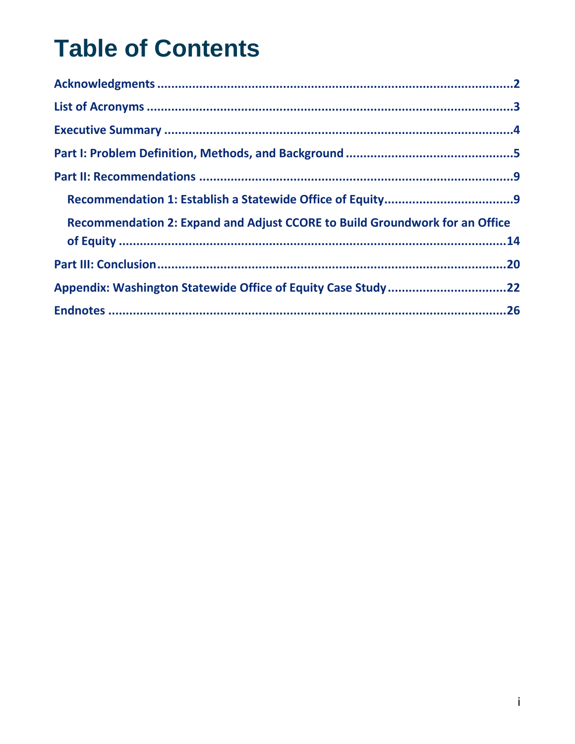# Table of Contents

Acknowledgments .....2

List of Acronyms .....3

Executive Summary .....4

Part I: Problem Definition, Methods, and Background .....5

Part II: Recommendations .....9

- Recommendation 1: Establish a Statewide Office of Equity .....9
- Recommendation 2: Expand and Adjust CCORE to Build Groundwork for an Office of Equity .....14

Part III: Conclusion .....20

Appendix: Washington Statewide Office of Equity Case Study .....22

Endnotes .....26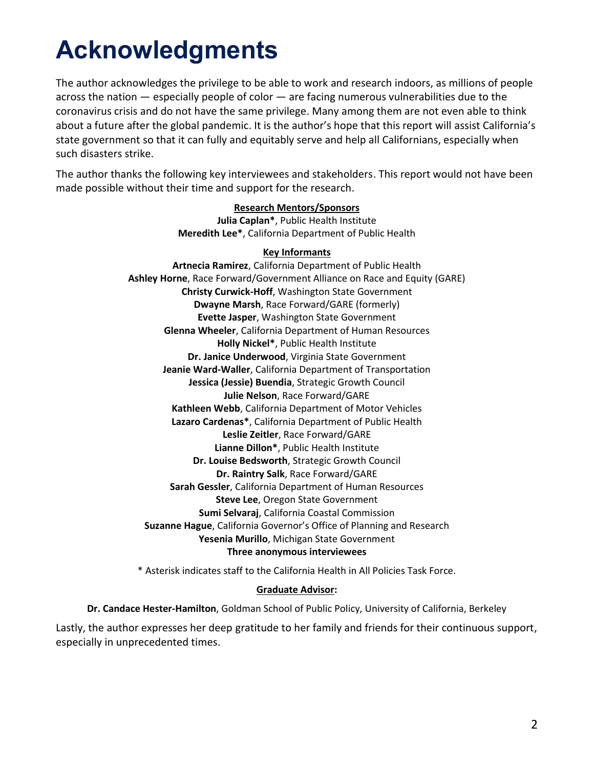# Acknowledgments

The author acknowledges the privilege to be able to work and research indoors, as millions of people across the nation — especially people of color — are facing numerous vulnerabilities due to the coronavirus crisis and do not have the same privilege. Many among them are not even able to think about a future after the global pandemic. It is the author's hope that this report will assist California's state government so that it can fully and equitably serve and help all Californians, especially when such disasters strike.

The author thanks the following key interviewees and stakeholders. This report would not have been made possible without their time and support for the research.

**Research Mentors/Sponsors**

**Julia Caplan***, Public Health Institute
**Meredith Lee***, California Department of Public Health

**Key Informants**

**Artnecia Ramirez**, California Department of Public Health
**Ashley Horne**, Race Forward/Government Alliance on Race and Equity (GARE)
**Christy Curwick-Hoff**, Washington State Government
**Dwayne Marsh**, Race Forward/GARE (formerly)
**Evette Jasper**, Washington State Government
**Glenna Wheeler**, California Department of Human Resources
**Holly Nickel***, Public Health Institute
**Dr. Janice Underwood**, Virginia State Government
**Jeanie Ward-Waller**, California Department of Transportation
**Jessica (Jessie) Buendia**, Strategic Growth Council
**Julie Nelson**, Race Forward/GARE
**Kathleen Webb**, California Department of Motor Vehicles
**Lazaro Cardenas***, California Department of Public Health
**Leslie Zeitler**, Race Forward/GARE
**Lianne Dillon***, Public Health Institute
**Dr. Louise Bedsworth**, Strategic Growth Council
**Dr. Raintry Salk**, Race Forward/GARE
**Sarah Gessler**, California Department of Human Resources
**Steve Lee**, Oregon State Government
**Sumi Selvaraj**, California Coastal Commission
**Suzanne Hague**, California Governor's Office of Planning and Research
**Yesenia Murillo**, Michigan State Government
**Three anonymous interviewees**

* Asterisk indicates staff to the California Health in All Policies Task Force.

**Graduate Advisor:**

**Dr. Candace Hester-Hamilton**, Goldman School of Public Policy, University of California, Berkeley

Lastly, the author expresses her deep gratitude to her family and friends for their continuous support, especially in unprecedented times.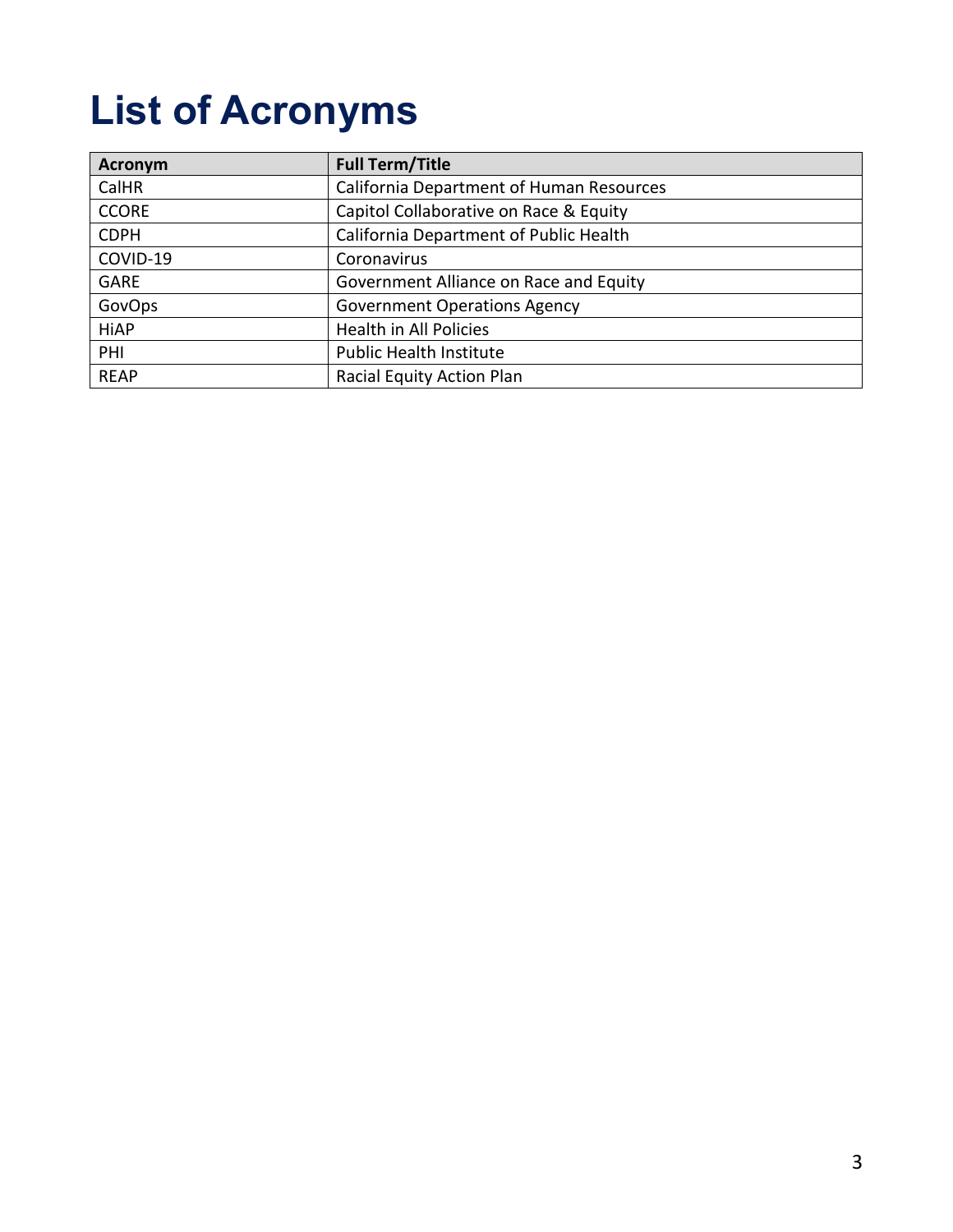# List of Acronyms

| Acronym | Full Term/Title |
|---|---|
| CalHR | California Department of Human Resources |
| CCORE | Capitol Collaborative on Race & Equity |
| CDPH | California Department of Public Health |
| COVID-19 | Coronavirus |
| GARE | Government Alliance on Race and Equity |
| GovOps | Government Operations Agency |
| HiAP | Health in All Policies |
| PHI | Public Health Institute |
| REAP | Racial Equity Action Plan |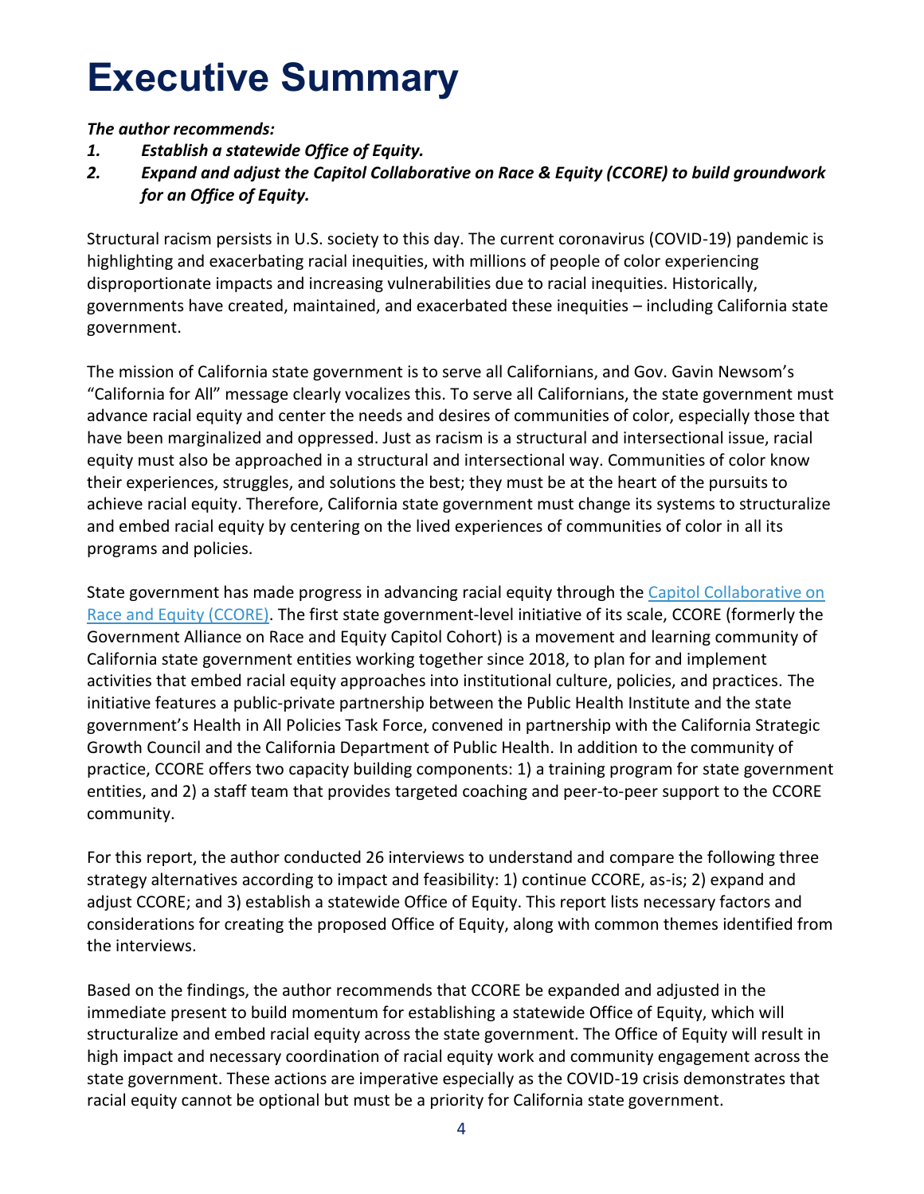# Executive Summary

***The author recommends:***

1. ***Establish a statewide Office of Equity.***
2. ***Expand and adjust the Capitol Collaborative on Race & Equity (CCORE) to build groundwork for an Office of Equity.***

Structural racism persists in U.S. society to this day. The current coronavirus (COVID-19) pandemic is highlighting and exacerbating racial inequities, with millions of people of color experiencing disproportionate impacts and increasing vulnerabilities due to racial inequities. Historically, governments have created, maintained, and exacerbated these inequities – including California state government.

The mission of California state government is to serve all Californians, and Gov. Gavin Newsom's "California for All" message clearly vocalizes this. To serve all Californians, the state government must advance racial equity and center the needs and desires of communities of color, especially those that have been marginalized and oppressed. Just as racism is a structural and intersectional issue, racial equity must also be approached in a structural and intersectional way. Communities of color know their experiences, struggles, and solutions the best; they must be at the heart of the pursuits to achieve racial equity. Therefore, California state government must change its systems to structuralize and embed racial equity by centering on the lived experiences of communities of color in all its programs and policies.

State government has made progress in advancing racial equity through the Capitol Collaborative on Race and Equity (CCORE). The first state government-level initiative of its scale, CCORE (formerly the Government Alliance on Race and Equity Capitol Cohort) is a movement and learning community of California state government entities working together since 2018, to plan for and implement activities that embed racial equity approaches into institutional culture, policies, and practices. The initiative features a public-private partnership between the Public Health Institute and the state government's Health in All Policies Task Force, convened in partnership with the California Strategic Growth Council and the California Department of Public Health. In addition to the community of practice, CCORE offers two capacity building components: 1) a training program for state government entities, and 2) a staff team that provides targeted coaching and peer-to-peer support to the CCORE community.

For this report, the author conducted 26 interviews to understand and compare the following three strategy alternatives according to impact and feasibility: 1) continue CCORE, as-is; 2) expand and adjust CCORE; and 3) establish a statewide Office of Equity. This report lists necessary factors and considerations for creating the proposed Office of Equity, along with common themes identified from the interviews.

Based on the findings, the author recommends that CCORE be expanded and adjusted in the immediate present to build momentum for establishing a statewide Office of Equity, which will structuralize and embed racial equity across the state government. The Office of Equity will result in high impact and necessary coordination of racial equity work and community engagement across the state government. These actions are imperative especially as the COVID-19 crisis demonstrates that racial equity cannot be optional but must be a priority for California state government.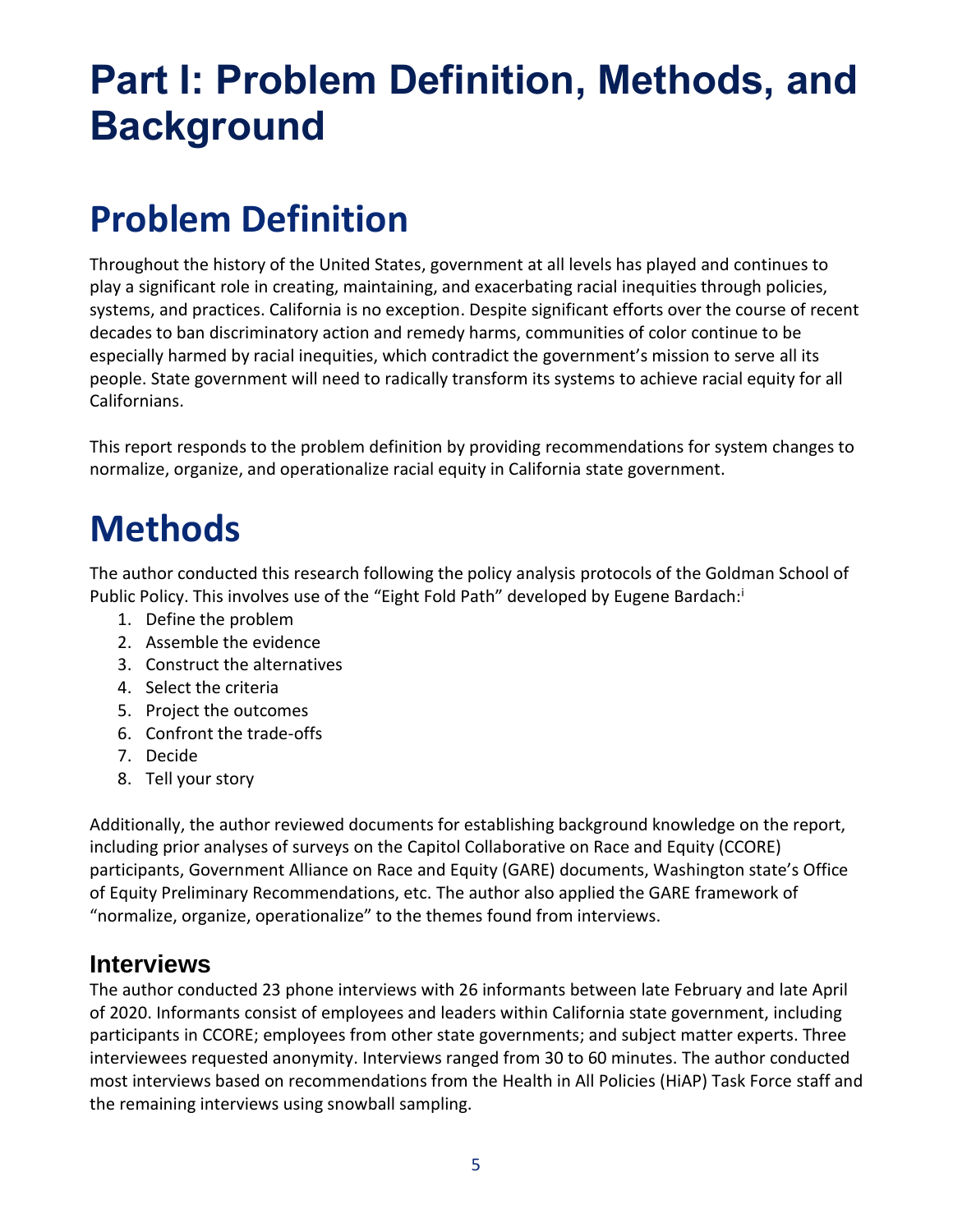# Part I: Problem Definition, Methods, and Background

## Problem Definition

Throughout the history of the United States, government at all levels has played and continues to play a significant role in creating, maintaining, and exacerbating racial inequities through policies, systems, and practices. California is no exception. Despite significant efforts over the course of recent decades to ban discriminatory action and remedy harms, communities of color continue to be especially harmed by racial inequities, which contradict the government's mission to serve all its people. State government will need to radically transform its systems to achieve racial equity for all Californians.

This report responds to the problem definition by providing recommendations for system changes to normalize, organize, and operationalize racial equity in California state government.

## Methods

The author conducted this research following the policy analysis protocols of the Goldman School of Public Policy. This involves use of the "Eight Fold Path" developed by Eugene Bardach:[i]

1. Define the problem
2. Assemble the evidence
3. Construct the alternatives
4. Select the criteria
5. Project the outcomes
6. Confront the trade-offs
7. Decide
8. Tell your story

Additionally, the author reviewed documents for establishing background knowledge on the report, including prior analyses of surveys on the Capitol Collaborative on Race and Equity (CCORE) participants, Government Alliance on Race and Equity (GARE) documents, Washington state's Office of Equity Preliminary Recommendations, etc. The author also applied the GARE framework of "normalize, organize, operationalize" to the themes found from interviews.

### Interviews

The author conducted 23 phone interviews with 26 informants between late February and late April of 2020. Informants consist of employees and leaders within California state government, including participants in CCORE; employees from other state governments; and subject matter experts. Three interviewees requested anonymity. Interviews ranged from 30 to 60 minutes. The author conducted most interviews based on recommendations from the Health in All Policies (HiAP) Task Force staff and the remaining interviews using snowball sampling.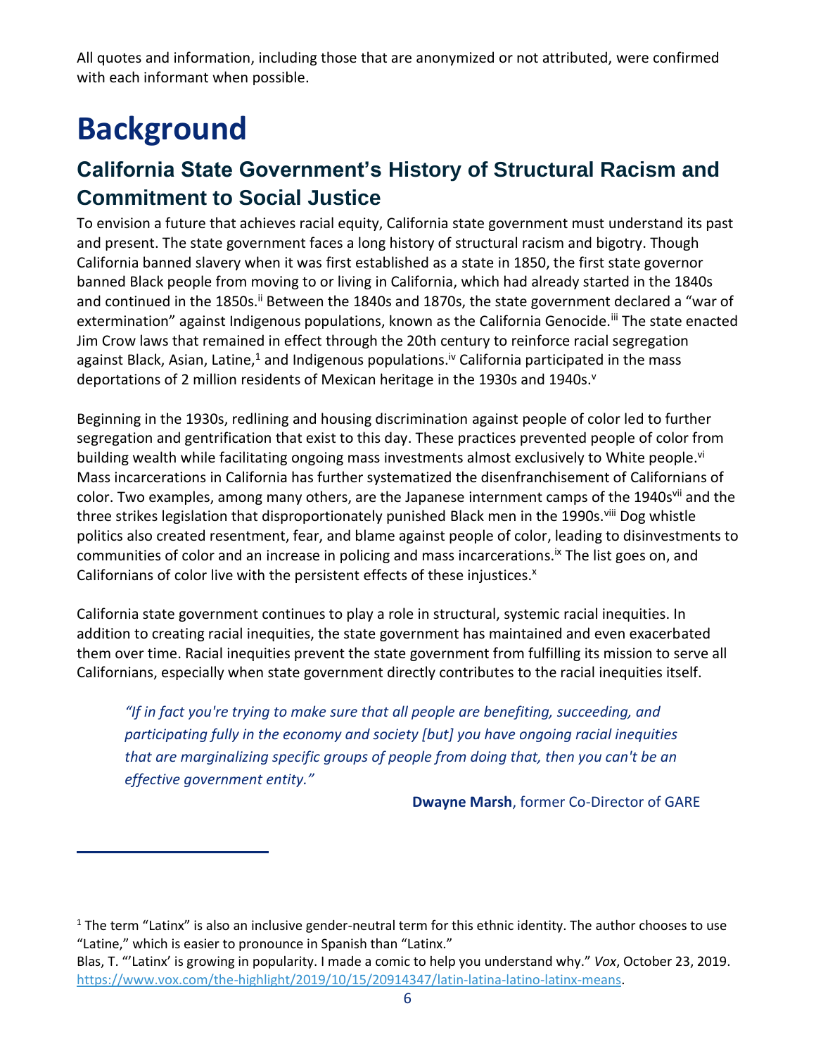All quotes and information, including those that are anonymized or not attributed, were confirmed with each informant when possible.

# Background

## California State Government's History of Structural Racism and Commitment to Social Justice

To envision a future that achieves racial equity, California state government must understand its past and present. The state government faces a long history of structural racism and bigotry. Though California banned slavery when it was first established as a state in 1850, the first state governor banned Black people from moving to or living in California, which had already started in the 1840s and continued in the 1850s.[ii] Between the 1840s and 1870s, the state government declared a "war of extermination" against Indigenous populations, known as the California Genocide.[iii] The state enacted Jim Crow laws that remained in effect through the 20th century to reinforce racial segregation against Black, Asian, Latine,[1] and Indigenous populations.[iv] California participated in the mass deportations of 2 million residents of Mexican heritage in the 1930s and 1940s.[v]

Beginning in the 1930s, redlining and housing discrimination against people of color led to further segregation and gentrification that exist to this day. These practices prevented people of color from building wealth while facilitating ongoing mass investments almost exclusively to White people.[vi] Mass incarcerations in California has further systematized the disenfranchisement of Californians of color. Two examples, among many others, are the Japanese internment camps of the 1940s[vii] and the three strikes legislation that disproportionately punished Black men in the 1990s.[viii] Dog whistle politics also created resentment, fear, and blame against people of color, leading to disinvestments to communities of color and an increase in policing and mass incarcerations.[ix] The list goes on, and Californians of color live with the persistent effects of these injustices.[x]

California state government continues to play a role in structural, systemic racial inequities. In addition to creating racial inequities, the state government has maintained and even exacerbated them over time. Racial inequities prevent the state government from fulfilling its mission to serve all Californians, especially when state government directly contributes to the racial inequities itself.

> *"If in fact you're trying to make sure that all people are benefiting, succeeding, and participating fully in the economy and society [but] you have ongoing racial inequities that are marginalizing specific groups of people from doing that, then you can't be an effective government entity."*
>
> **Dwayne Marsh**, former Co-Director of GARE

---

[1] The term "Latinx" is also an inclusive gender-neutral term for this ethnic identity. The author chooses to use "Latine," which is easier to pronounce in Spanish than "Latinx."
Blas, T. "'Latinx' is growing in popularity. I made a comic to help you understand why." *Vox*, October 23, 2019. https://www.vox.com/the-highlight/2019/10/15/20914347/latin-latina-latino-latinx-means.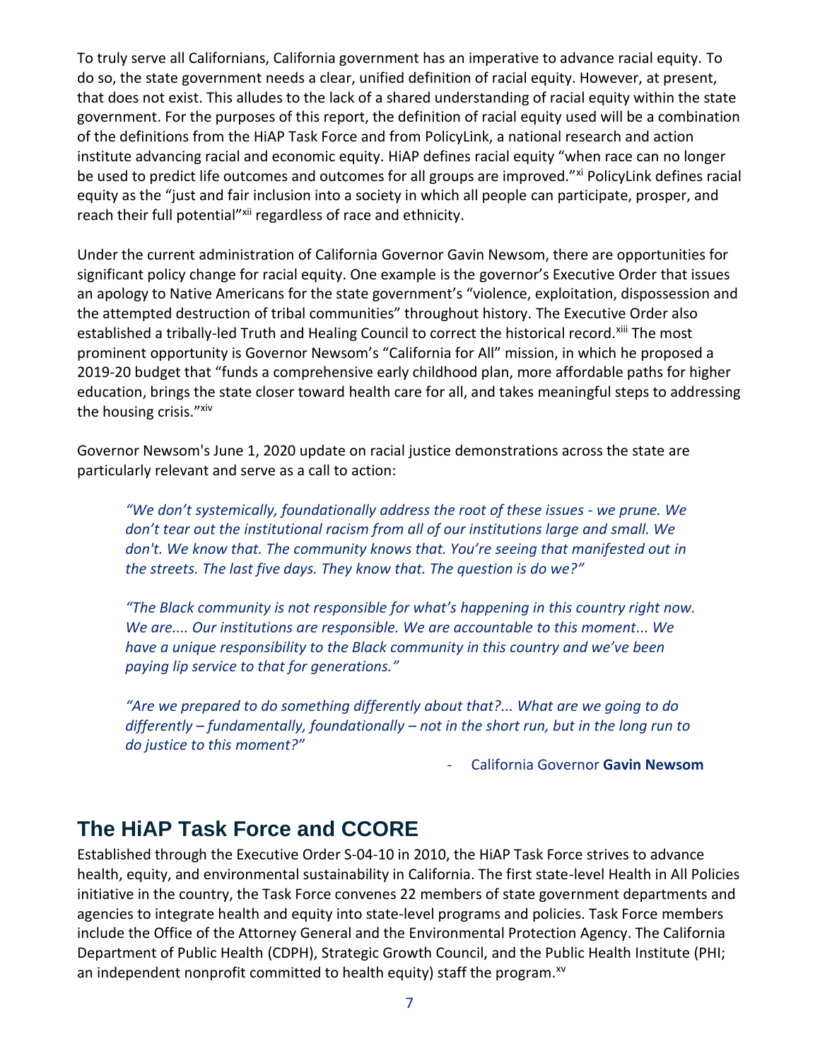To truly serve all Californians, California government has an imperative to advance racial equity. To do so, the state government needs a clear, unified definition of racial equity. However, at present, that does not exist. This alludes to the lack of a shared understanding of racial equity within the state government. For the purposes of this report, the definition of racial equity used will be a combination of the definitions from the HiAP Task Force and from PolicyLink, a national research and action institute advancing racial and economic equity. HiAP defines racial equity "when race can no longer be used to predict life outcomes and outcomes for all groups are improved."[xi] PolicyLink defines racial equity as the "just and fair inclusion into a society in which all people can participate, prosper, and reach their full potential"[xii] regardless of race and ethnicity.

Under the current administration of California Governor Gavin Newsom, there are opportunities for significant policy change for racial equity. One example is the governor's Executive Order that issues an apology to Native Americans for the state government's "violence, exploitation, dispossession and the attempted destruction of tribal communities" throughout history. The Executive Order also established a tribally-led Truth and Healing Council to correct the historical record.[xiii] The most prominent opportunity is Governor Newsom's "California for All" mission, in which he proposed a 2019-20 budget that "funds a comprehensive early childhood plan, more affordable paths for higher education, brings the state closer toward health care for all, and takes meaningful steps to addressing the housing crisis."[xiv]

Governor Newsom's June 1, 2020 update on racial justice demonstrations across the state are particularly relevant and serve as a call to action:

> *"We don't systemically, foundationally address the root of these issues - we prune. We don't tear out the institutional racism from all of our institutions large and small. We don't. We know that. The community knows that. You're seeing that manifested out in the streets. The last five days. They know that. The question is do we?"*
>
> *"The Black community is not responsible for what's happening in this country right now. We are.... Our institutions are responsible. We are accountable to this moment... We have a unique responsibility to the Black community in this country and we've been paying lip service to that for generations."*
>
> *"Are we prepared to do something differently about that?... What are we going to do differently – fundamentally, foundationally – not in the short run, but in the long run to do justice to this moment?"*
>
> \- California Governor **Gavin Newsom**

## The HiAP Task Force and CCORE

Established through the Executive Order S-04-10 in 2010, the HiAP Task Force strives to advance health, equity, and environmental sustainability in California. The first state-level Health in All Policies initiative in the country, the Task Force convenes 22 members of state government departments and agencies to integrate health and equity into state-level programs and policies. Task Force members include the Office of the Attorney General and the Environmental Protection Agency. The California Department of Public Health (CDPH), Strategic Growth Council, and the Public Health Institute (PHI; an independent nonprofit committed to health equity) staff the program.[xv]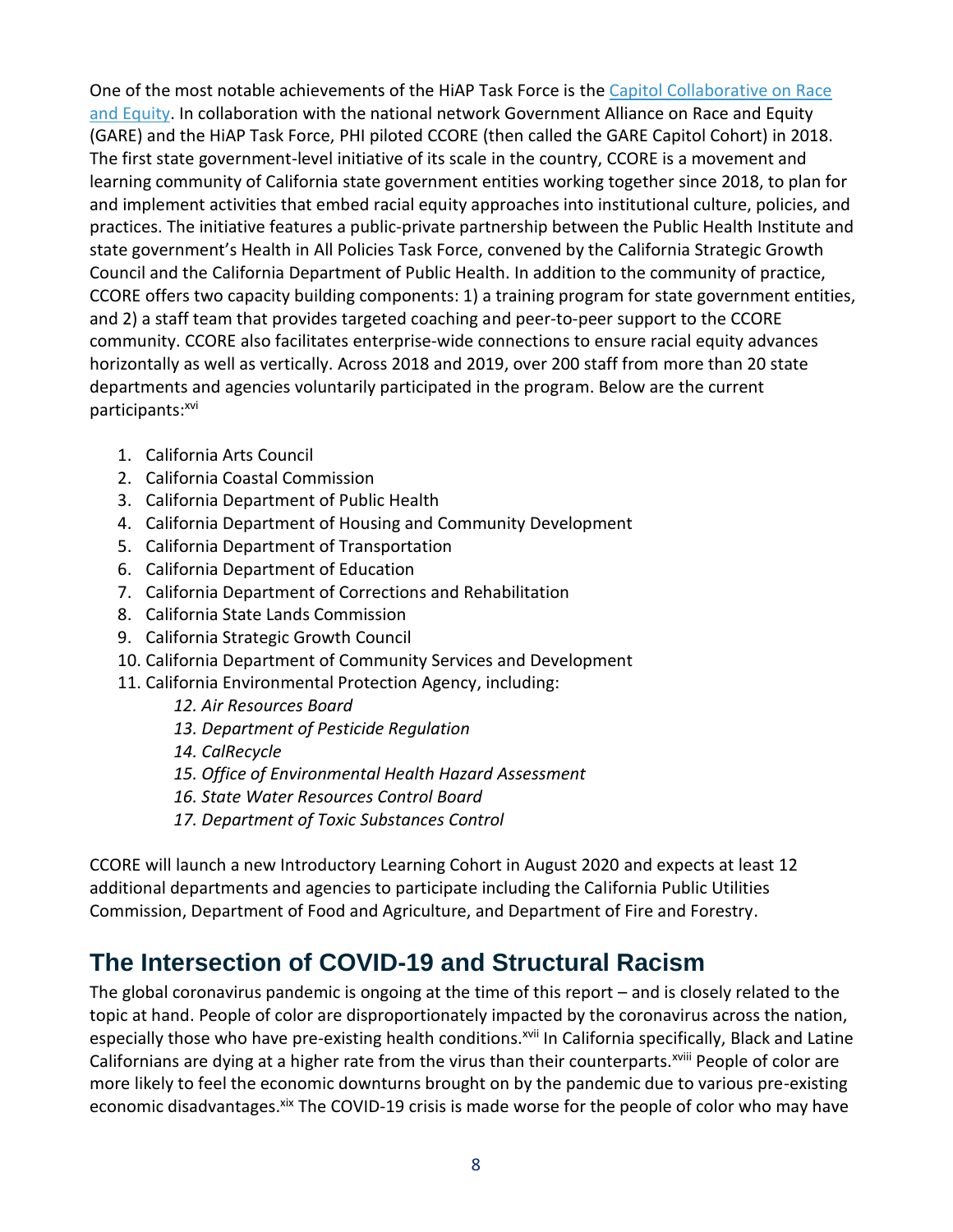One of the most notable achievements of the HiAP Task Force is the [Capitol Collaborative on Race and Equity](). In collaboration with the national network Government Alliance on Race and Equity (GARE) and the HiAP Task Force, PHI piloted CCORE (then called the GARE Capitol Cohort) in 2018. The first state government-level initiative of its scale in the country, CCORE is a movement and learning community of California state government entities working together since 2018, to plan for and implement activities that embed racial equity approaches into institutional culture, policies, and practices. The initiative features a public-private partnership between the Public Health Institute and state government's Health in All Policies Task Force, convened by the California Strategic Growth Council and the California Department of Public Health. In addition to the community of practice, CCORE offers two capacity building components: 1) a training program for state government entities, and 2) a staff team that provides targeted coaching and peer-to-peer support to the CCORE community. CCORE also facilitates enterprise-wide connections to ensure racial equity advances horizontally as well as vertically. Across 2018 and 2019, over 200 staff from more than 20 state departments and agencies voluntarily participated in the program. Below are the current participants:[xvi]

1. California Arts Council
2. California Coastal Commission
3. California Department of Public Health
4. California Department of Housing and Community Development
5. California Department of Transportation
6. California Department of Education
7. California Department of Corrections and Rehabilitation
8. California State Lands Commission
9. California Strategic Growth Council
10. California Department of Community Services and Development
11. California Environmental Protection Agency, including:
    12. *Air Resources Board*
    13. *Department of Pesticide Regulation*
    14. *CalRecycle*
    15. *Office of Environmental Health Hazard Assessment*
    16. *State Water Resources Control Board*
    17. *Department of Toxic Substances Control*

CCORE will launch a new Introductory Learning Cohort in August 2020 and expects at least 12 additional departments and agencies to participate including the California Public Utilities Commission, Department of Food and Agriculture, and Department of Fire and Forestry.

## The Intersection of COVID-19 and Structural Racism

The global coronavirus pandemic is ongoing at the time of this report – and is closely related to the topic at hand. People of color are disproportionately impacted by the coronavirus across the nation, especially those who have pre-existing health conditions.[xvii] In California specifically, Black and Latine Californians are dying at a higher rate from the virus than their counterparts.[xviii] People of color are more likely to feel the economic downturns brought on by the pandemic due to various pre-existing economic disadvantages.[xix] The COVID-19 crisis is made worse for the people of color who may have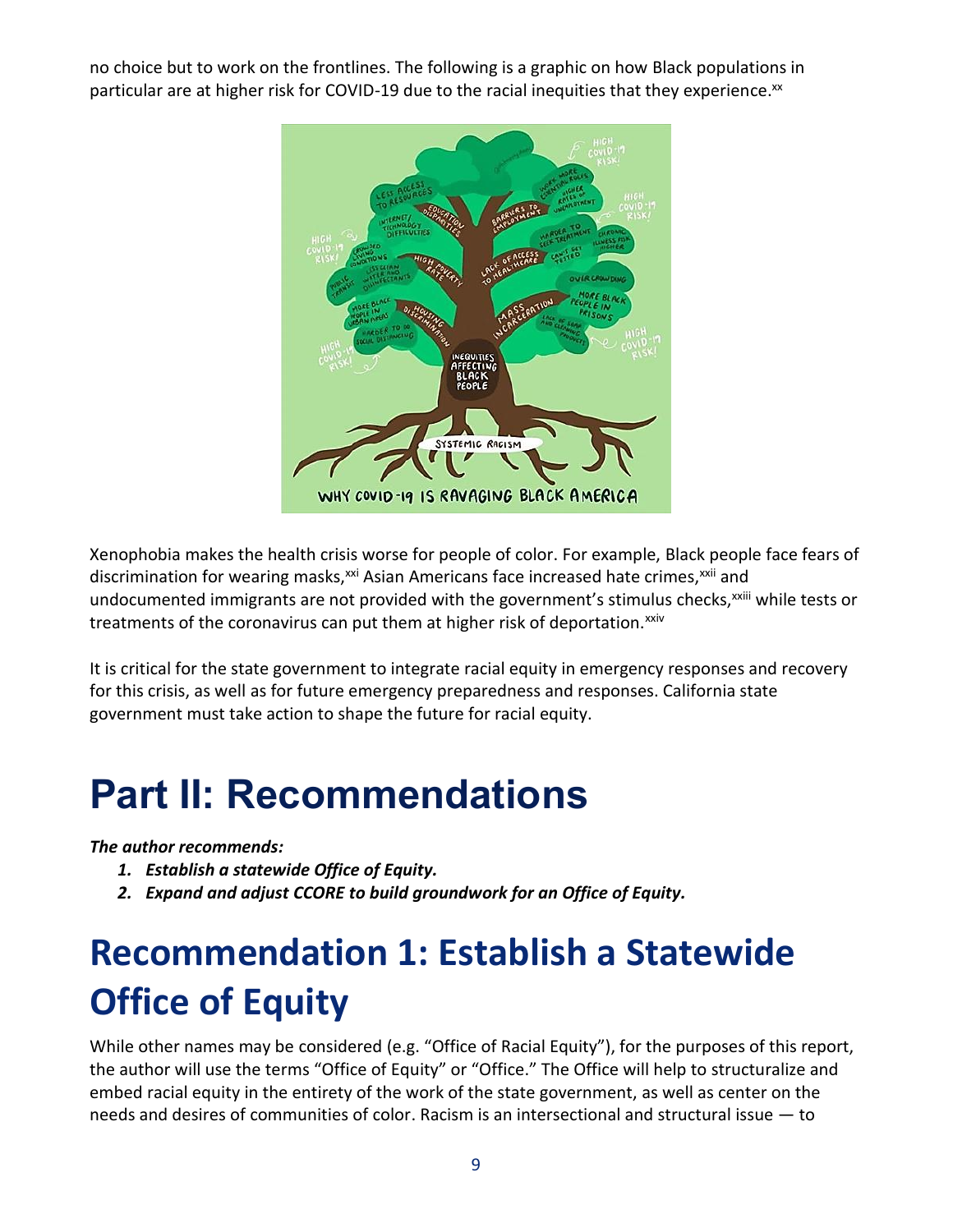no choice but to work on the frontlines. The following is a graphic on how Black populations in particular are at higher risk for COVID-19 due to the racial inequities that they experience.[xx]

Xenophobia makes the health crisis worse for people of color. For example, Black people face fears of discrimination for wearing masks,[xxi] Asian Americans face increased hate crimes,[xxii] and undocumented immigrants are not provided with the government's stimulus checks,[xxiii] while tests or treatments of the coronavirus can put them at higher risk of deportation.[xxiv]

It is critical for the state government to integrate racial equity in emergency responses and recovery for this crisis, as well as for future emergency preparedness and responses. California state government must take action to shape the future for racial equity.

# Part II: Recommendations

***The author recommends:***

1. ***Establish a statewide Office of Equity.***
2. ***Expand and adjust CCORE to build groundwork for an Office of Equity.***

## Recommendation 1: Establish a Statewide Office of Equity

While other names may be considered (e.g. "Office of Racial Equity"), for the purposes of this report, the author will use the terms "Office of Equity" or "Office." The Office will help to structuralize and embed racial equity in the entirety of the work of the state government, as well as center on the needs and desires of communities of color. Racism is an intersectional and structural issue — to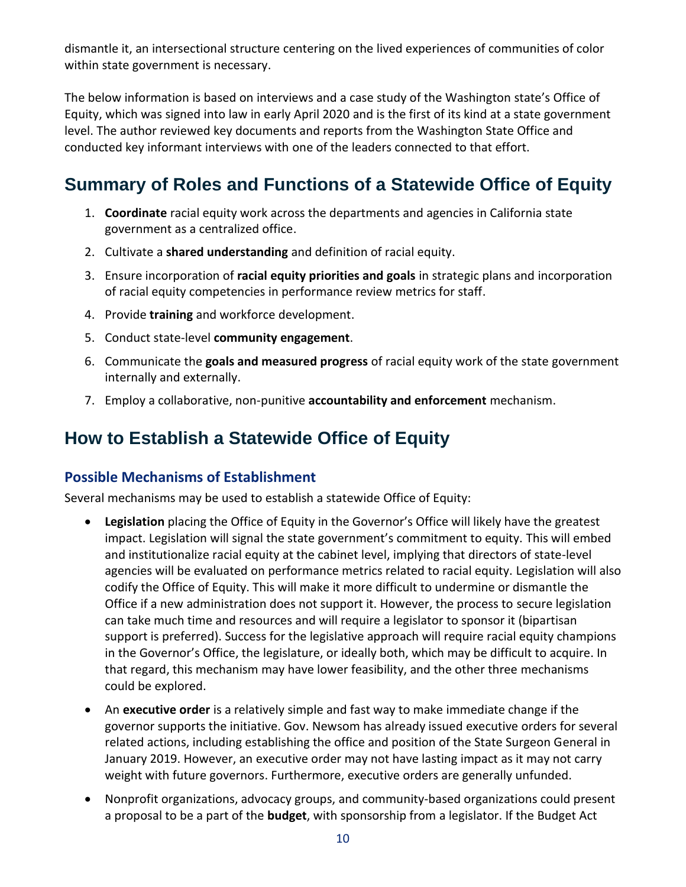dismantle it, an intersectional structure centering on the lived experiences of communities of color within state government is necessary.

The below information is based on interviews and a case study of the Washington state's Office of Equity, which was signed into law in early April 2020 and is the first of its kind at a state government level. The author reviewed key documents and reports from the Washington State Office and conducted key informant interviews with one of the leaders connected to that effort.

## Summary of Roles and Functions of a Statewide Office of Equity

1. **Coordinate** racial equity work across the departments and agencies in California state government as a centralized office.
2. Cultivate a **shared understanding** and definition of racial equity.
3. Ensure incorporation of **racial equity priorities and goals** in strategic plans and incorporation of racial equity competencies in performance review metrics for staff.
4. Provide **training** and workforce development.
5. Conduct state-level **community engagement**.
6. Communicate the **goals and measured progress** of racial equity work of the state government internally and externally.
7. Employ a collaborative, non-punitive **accountability and enforcement** mechanism.

## How to Establish a Statewide Office of Equity

### Possible Mechanisms of Establishment

Several mechanisms may be used to establish a statewide Office of Equity:

- **Legislation** placing the Office of Equity in the Governor's Office will likely have the greatest impact. Legislation will signal the state government's commitment to equity. This will embed and institutionalize racial equity at the cabinet level, implying that directors of state-level agencies will be evaluated on performance metrics related to racial equity. Legislation will also codify the Office of Equity. This will make it more difficult to undermine or dismantle the Office if a new administration does not support it. However, the process to secure legislation can take much time and resources and will require a legislator to sponsor it (bipartisan support is preferred). Success for the legislative approach will require racial equity champions in the Governor's Office, the legislature, or ideally both, which may be difficult to acquire. In that regard, this mechanism may have lower feasibility, and the other three mechanisms could be explored.
- An **executive order** is a relatively simple and fast way to make immediate change if the governor supports the initiative. Gov. Newsom has already issued executive orders for several related actions, including establishing the office and position of the State Surgeon General in January 2019. However, an executive order may not have lasting impact as it may not carry weight with future governors. Furthermore, executive orders are generally unfunded.
- Nonprofit organizations, advocacy groups, and community-based organizations could present a proposal to be a part of the **budget**, with sponsorship from a legislator. If the Budget Act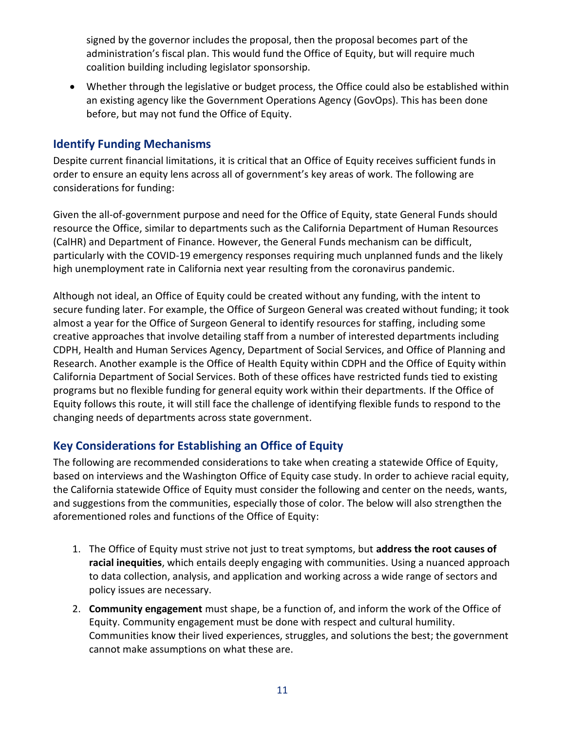signed by the governor includes the proposal, then the proposal becomes part of the administration's fiscal plan. This would fund the Office of Equity, but will require much coalition building including legislator sponsorship.

- Whether through the legislative or budget process, the Office could also be established within an existing agency like the Government Operations Agency (GovOps). This has been done before, but may not fund the Office of Equity.

## Identify Funding Mechanisms

Despite current financial limitations, it is critical that an Office of Equity receives sufficient funds in order to ensure an equity lens across all of government's key areas of work. The following are considerations for funding:

Given the all-of-government purpose and need for the Office of Equity, state General Funds should resource the Office, similar to departments such as the California Department of Human Resources (CalHR) and Department of Finance. However, the General Funds mechanism can be difficult, particularly with the COVID-19 emergency responses requiring much unplanned funds and the likely high unemployment rate in California next year resulting from the coronavirus pandemic.

Although not ideal, an Office of Equity could be created without any funding, with the intent to secure funding later. For example, the Office of Surgeon General was created without funding; it took almost a year for the Office of Surgeon General to identify resources for staffing, including some creative approaches that involve detailing staff from a number of interested departments including CDPH, Health and Human Services Agency, Department of Social Services, and Office of Planning and Research. Another example is the Office of Health Equity within CDPH and the Office of Equity within California Department of Social Services. Both of these offices have restricted funds tied to existing programs but no flexible funding for general equity work within their departments. If the Office of Equity follows this route, it will still face the challenge of identifying flexible funds to respond to the changing needs of departments across state government.

## Key Considerations for Establishing an Office of Equity

The following are recommended considerations to take when creating a statewide Office of Equity, based on interviews and the Washington Office of Equity case study. In order to achieve racial equity, the California statewide Office of Equity must consider the following and center on the needs, wants, and suggestions from the communities, especially those of color. The below will also strengthen the aforementioned roles and functions of the Office of Equity:

1. The Office of Equity must strive not just to treat symptoms, but **address the root causes of racial inequities**, which entails deeply engaging with communities. Using a nuanced approach to data collection, analysis, and application and working across a wide range of sectors and policy issues are necessary.
2. **Community engagement** must shape, be a function of, and inform the work of the Office of Equity. Community engagement must be done with respect and cultural humility. Communities know their lived experiences, struggles, and solutions the best; the government cannot make assumptions on what these are.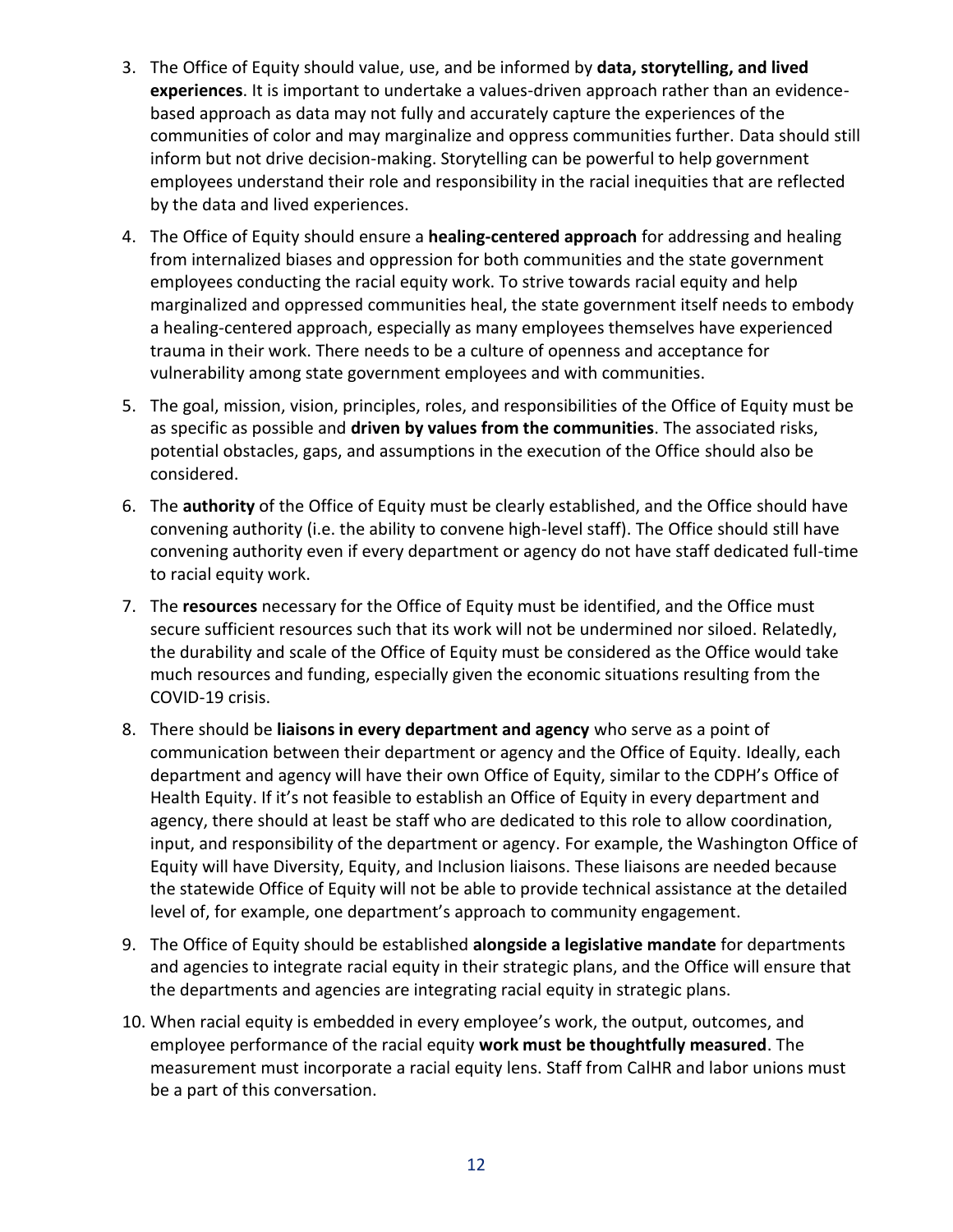3. The Office of Equity should value, use, and be informed by **data, storytelling, and lived experiences**. It is important to undertake a values-driven approach rather than an evidence-based approach as data may not fully and accurately capture the experiences of the communities of color and may marginalize and oppress communities further. Data should still inform but not drive decision-making. Storytelling can be powerful to help government employees understand their role and responsibility in the racial inequities that are reflected by the data and lived experiences.
4. The Office of Equity should ensure a **healing-centered approach** for addressing and healing from internalized biases and oppression for both communities and the state government employees conducting the racial equity work. To strive towards racial equity and help marginalized and oppressed communities heal, the state government itself needs to embody a healing-centered approach, especially as many employees themselves have experienced trauma in their work. There needs to be a culture of openness and acceptance for vulnerability among state government employees and with communities.
5. The goal, mission, vision, principles, roles, and responsibilities of the Office of Equity must be as specific as possible and **driven by values from the communities**. The associated risks, potential obstacles, gaps, and assumptions in the execution of the Office should also be considered.
6. The **authority** of the Office of Equity must be clearly established, and the Office should have convening authority (i.e. the ability to convene high-level staff). The Office should still have convening authority even if every department or agency do not have staff dedicated full-time to racial equity work.
7. The **resources** necessary for the Office of Equity must be identified, and the Office must secure sufficient resources such that its work will not be undermined nor siloed. Relatedly, the durability and scale of the Office of Equity must be considered as the Office would take much resources and funding, especially given the economic situations resulting from the COVID-19 crisis.
8. There should be **liaisons in every department and agency** who serve as a point of communication between their department or agency and the Office of Equity. Ideally, each department and agency will have their own Office of Equity, similar to the CDPH's Office of Health Equity. If it's not feasible to establish an Office of Equity in every department and agency, there should at least be staff who are dedicated to this role to allow coordination, input, and responsibility of the department or agency. For example, the Washington Office of Equity will have Diversity, Equity, and Inclusion liaisons. These liaisons are needed because the statewide Office of Equity will not be able to provide technical assistance at the detailed level of, for example, one department's approach to community engagement.
9. The Office of Equity should be established **alongside a legislative mandate** for departments and agencies to integrate racial equity in their strategic plans, and the Office will ensure that the departments and agencies are integrating racial equity in strategic plans.
10. When racial equity is embedded in every employee's work, the output, outcomes, and employee performance of the racial equity **work must be thoughtfully measured**. The measurement must incorporate a racial equity lens. Staff from CalHR and labor unions must be a part of this conversation.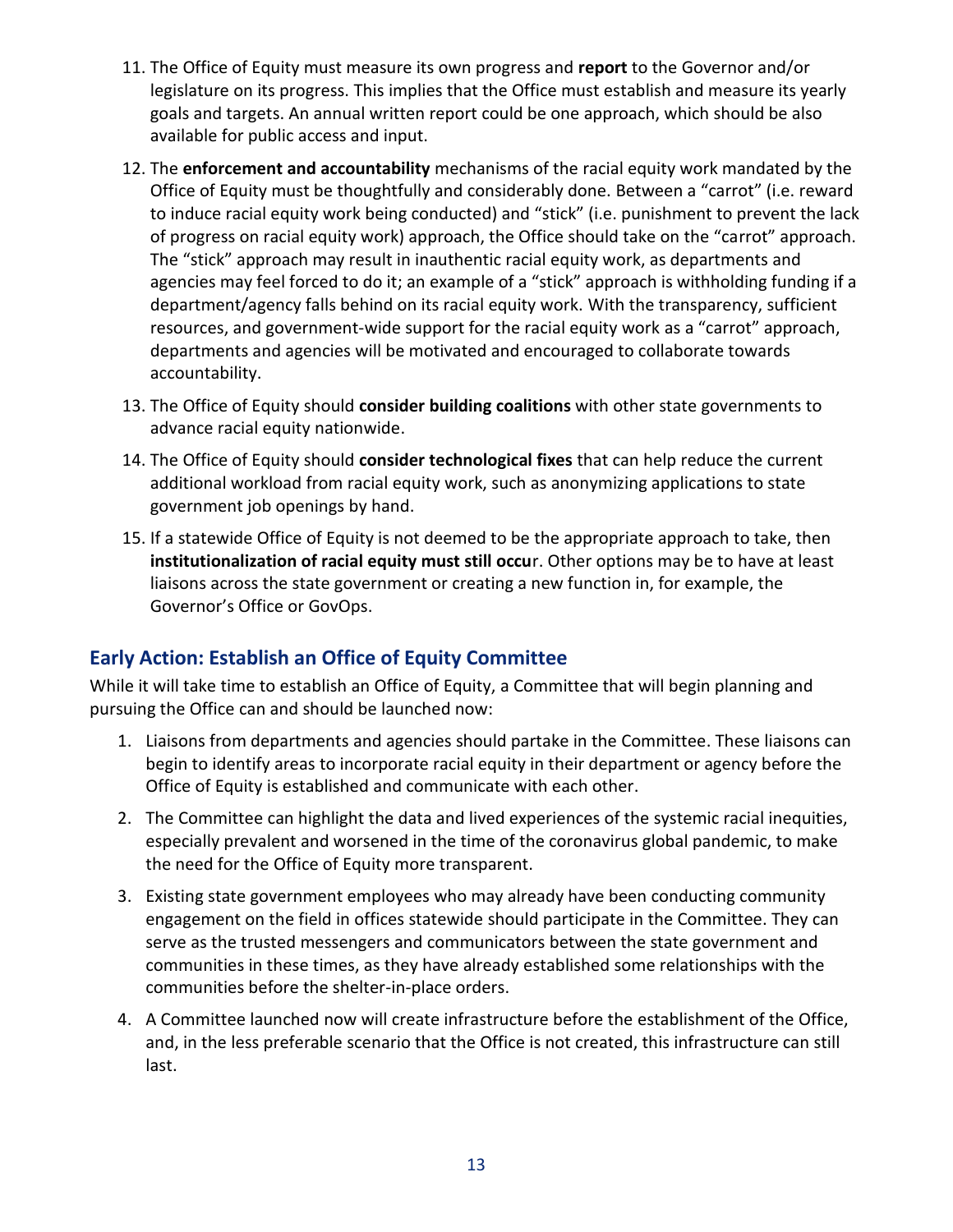11. The Office of Equity must measure its own progress and **report** to the Governor and/or legislature on its progress. This implies that the Office must establish and measure its yearly goals and targets. An annual written report could be one approach, which should be also available for public access and input.
12. The **enforcement and accountability** mechanisms of the racial equity work mandated by the Office of Equity must be thoughtfully and considerably done. Between a "carrot" (i.e. reward to induce racial equity work being conducted) and "stick" (i.e. punishment to prevent the lack of progress on racial equity work) approach, the Office should take on the "carrot" approach. The "stick" approach may result in inauthentic racial equity work, as departments and agencies may feel forced to do it; an example of a "stick" approach is withholding funding if a department/agency falls behind on its racial equity work. With the transparency, sufficient resources, and government-wide support for the racial equity work as a "carrot" approach, departments and agencies will be motivated and encouraged to collaborate towards accountability.
13. The Office of Equity should **consider building coalitions** with other state governments to advance racial equity nationwide.
14. The Office of Equity should **consider technological fixes** that can help reduce the current additional workload from racial equity work, such as anonymizing applications to state government job openings by hand.
15. If a statewide Office of Equity is not deemed to be the appropriate approach to take, then **institutionalization of racial equity must still occu**r. Other options may be to have at least liaisons across the state government or creating a new function in, for example, the Governor's Office or GovOps.

## Early Action: Establish an Office of Equity Committee

While it will take time to establish an Office of Equity, a Committee that will begin planning and pursuing the Office can and should be launched now:

1. Liaisons from departments and agencies should partake in the Committee. These liaisons can begin to identify areas to incorporate racial equity in their department or agency before the Office of Equity is established and communicate with each other.
2. The Committee can highlight the data and lived experiences of the systemic racial inequities, especially prevalent and worsened in the time of the coronavirus global pandemic, to make the need for the Office of Equity more transparent.
3. Existing state government employees who may already have been conducting community engagement on the field in offices statewide should participate in the Committee. They can serve as the trusted messengers and communicators between the state government and communities in these times, as they have already established some relationships with the communities before the shelter-in-place orders.
4. A Committee launched now will create infrastructure before the establishment of the Office, and, in the less preferable scenario that the Office is not created, this infrastructure can still last.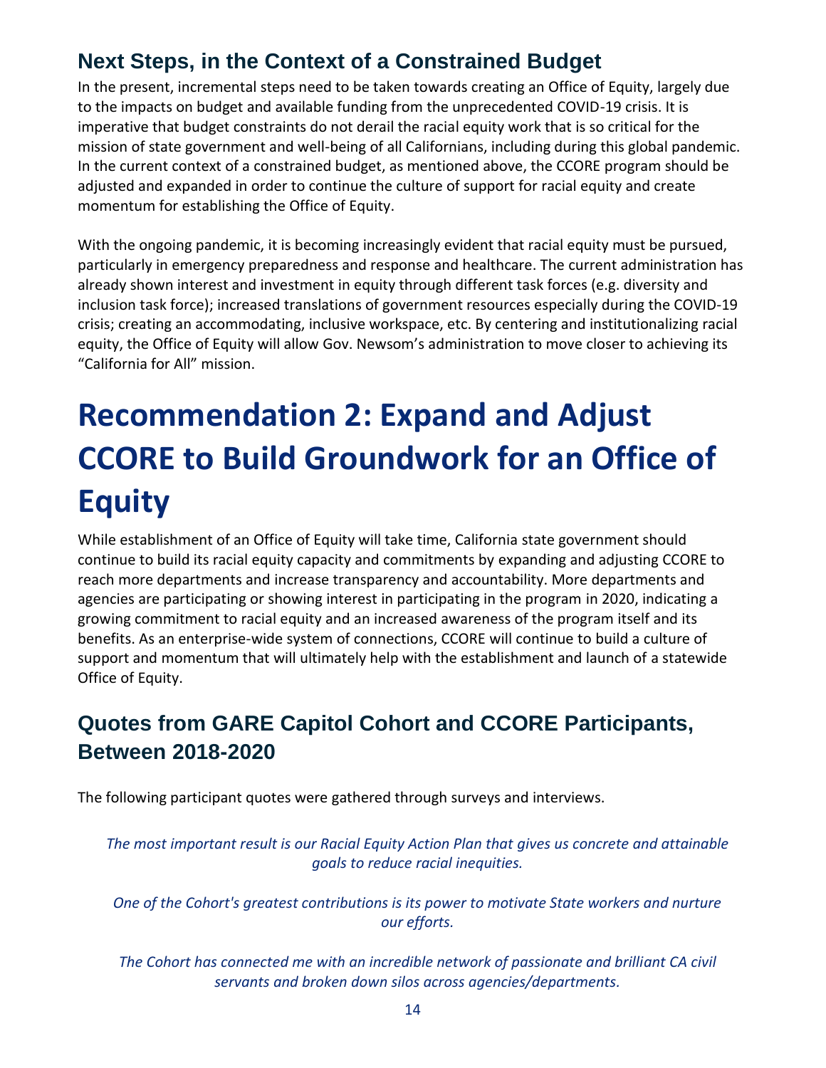## Next Steps, in the Context of a Constrained Budget

In the present, incremental steps need to be taken towards creating an Office of Equity, largely due to the impacts on budget and available funding from the unprecedented COVID-19 crisis. It is imperative that budget constraints do not derail the racial equity work that is so critical for the mission of state government and well-being of all Californians, including during this global pandemic. In the current context of a constrained budget, as mentioned above, the CCORE program should be adjusted and expanded in order to continue the culture of support for racial equity and create momentum for establishing the Office of Equity.

With the ongoing pandemic, it is becoming increasingly evident that racial equity must be pursued, particularly in emergency preparedness and response and healthcare. The current administration has already shown interest and investment in equity through different task forces (e.g. diversity and inclusion task force); increased translations of government resources especially during the COVID-19 crisis; creating an accommodating, inclusive workspace, etc. By centering and institutionalizing racial equity, the Office of Equity will allow Gov. Newsom's administration to move closer to achieving its "California for All" mission.

# Recommendation 2: Expand and Adjust CCORE to Build Groundwork for an Office of Equity

While establishment of an Office of Equity will take time, California state government should continue to build its racial equity capacity and commitments by expanding and adjusting CCORE to reach more departments and increase transparency and accountability. More departments and agencies are participating or showing interest in participating in the program in 2020, indicating a growing commitment to racial equity and an increased awareness of the program itself and its benefits. As an enterprise-wide system of connections, CCORE will continue to build a culture of support and momentum that will ultimately help with the establishment and launch of a statewide Office of Equity.

## Quotes from GARE Capitol Cohort and CCORE Participants, Between 2018-2020

The following participant quotes were gathered through surveys and interviews.

*The most important result is our Racial Equity Action Plan that gives us concrete and attainable goals to reduce racial inequities.*

*One of the Cohort's greatest contributions is its power to motivate State workers and nurture our efforts.*

*The Cohort has connected me with an incredible network of passionate and brilliant CA civil servants and broken down silos across agencies/departments.*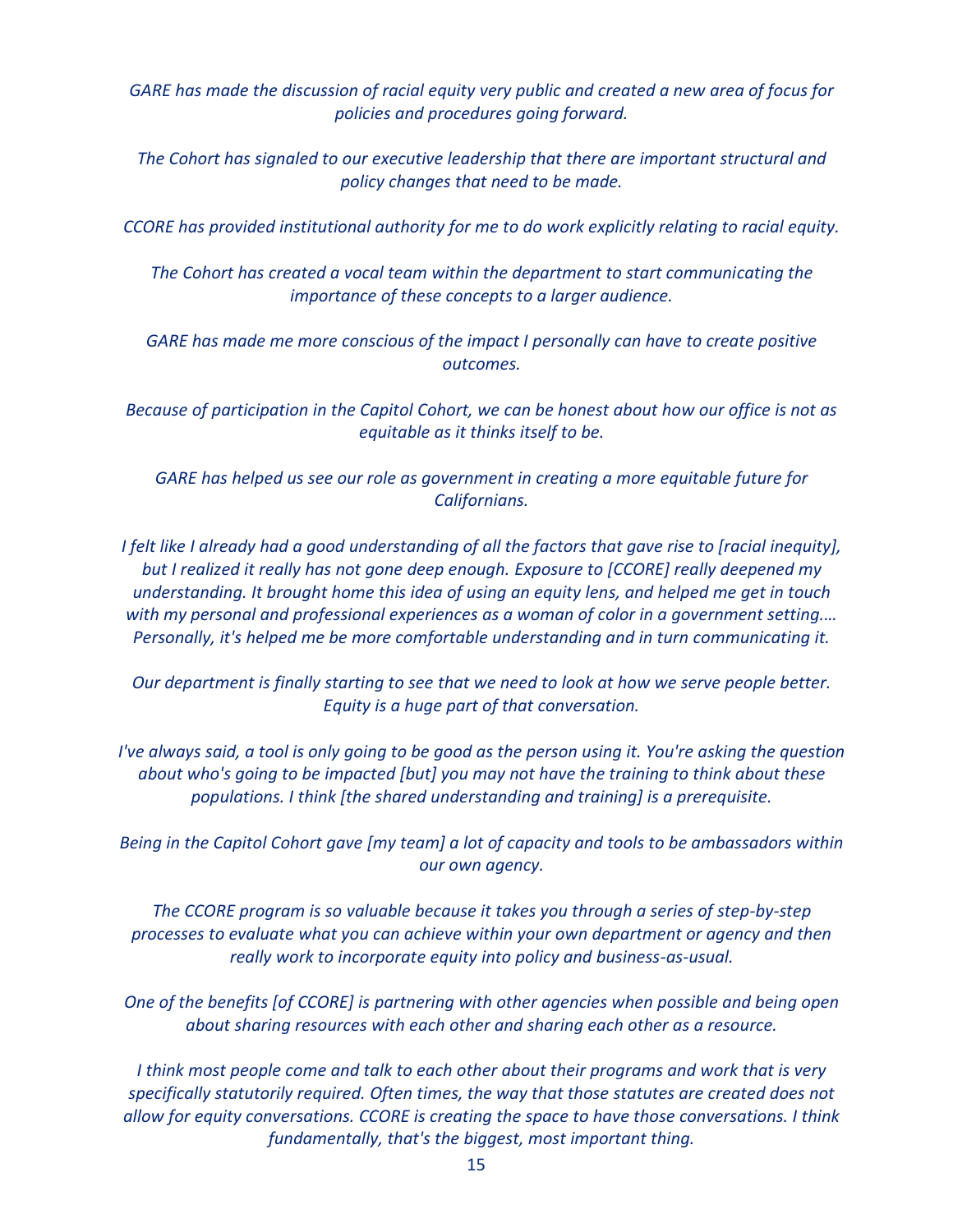*GARE has made the discussion of racial equity very public and created a new area of focus for policies and procedures going forward.*

*The Cohort has signaled to our executive leadership that there are important structural and policy changes that need to be made.*

*CCORE has provided institutional authority for me to do work explicitly relating to racial equity.*

*The Cohort has created a vocal team within the department to start communicating the importance of these concepts to a larger audience.*

*GARE has made me more conscious of the impact I personally can have to create positive outcomes.*

*Because of participation in the Capitol Cohort, we can be honest about how our office is not as equitable as it thinks itself to be.*

*GARE has helped us see our role as government in creating a more equitable future for Californians.*

*I felt like I already had a good understanding of all the factors that gave rise to [racial inequity], but I realized it really has not gone deep enough. Exposure to [CCORE] really deepened my understanding. It brought home this idea of using an equity lens, and helped me get in touch with my personal and professional experiences as a woman of color in a government setting.... Personally, it's helped me be more comfortable understanding and in turn communicating it.*

*Our department is finally starting to see that we need to look at how we serve people better. Equity is a huge part of that conversation.*

*I've always said, a tool is only going to be good as the person using it. You're asking the question about who's going to be impacted [but] you may not have the training to think about these populations. I think [the shared understanding and training] is a prerequisite.*

*Being in the Capitol Cohort gave [my team] a lot of capacity and tools to be ambassadors within our own agency.*

*The CCORE program is so valuable because it takes you through a series of step-by-step processes to evaluate what you can achieve within your own department or agency and then really work to incorporate equity into policy and business-as-usual.*

*One of the benefits [of CCORE] is partnering with other agencies when possible and being open about sharing resources with each other and sharing each other as a resource.*

*I think most people come and talk to each other about their programs and work that is very specifically statutorily required. Often times, the way that those statutes are created does not allow for equity conversations. CCORE is creating the space to have those conversations. I think fundamentally, that's the biggest, most important thing.*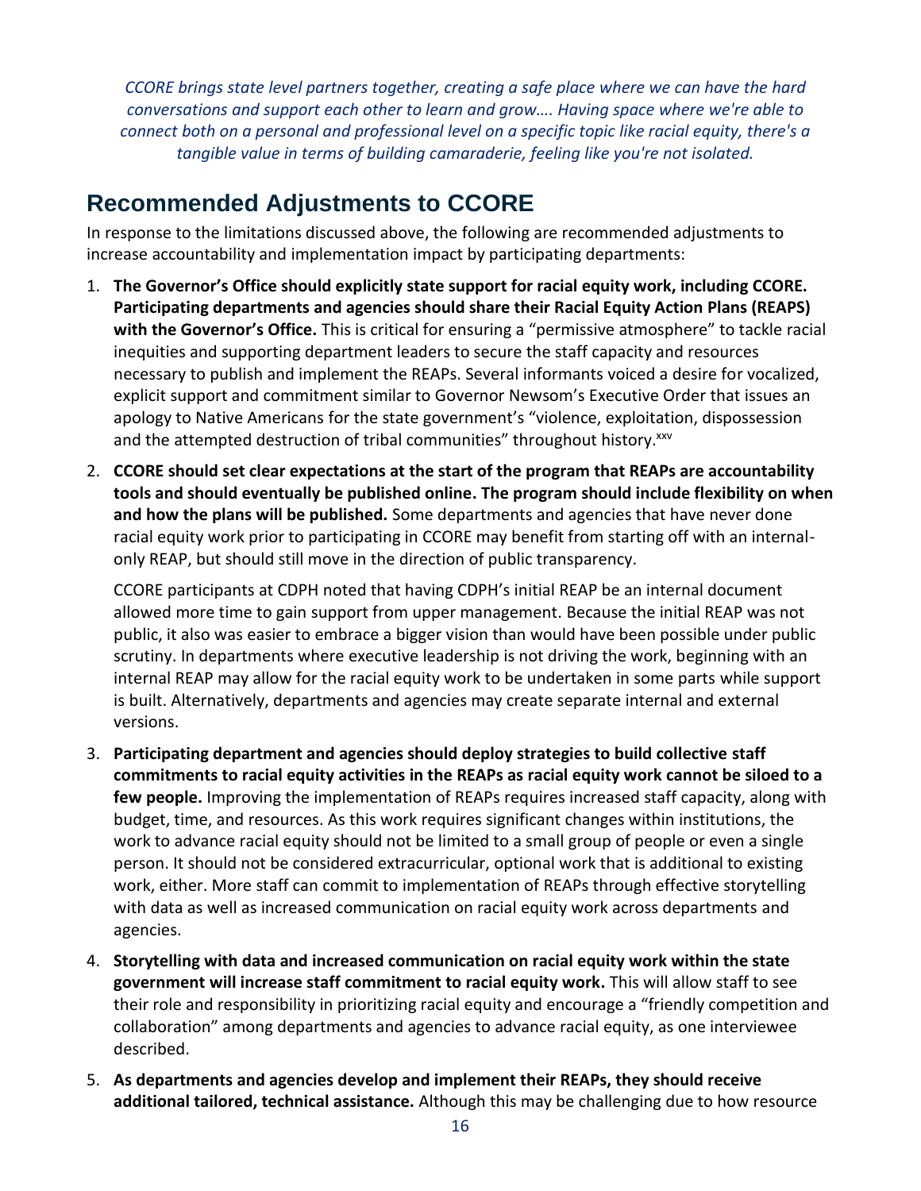*CCORE brings state level partners together, creating a safe place where we can have the hard conversations and support each other to learn and grow…. Having space where we're able to connect both on a personal and professional level on a specific topic like racial equity, there's a tangible value in terms of building camaraderie, feeling like you're not isolated.*

## Recommended Adjustments to CCORE

In response to the limitations discussed above, the following are recommended adjustments to increase accountability and implementation impact by participating departments:

1. **The Governor's Office should explicitly state support for racial equity work, including CCORE. Participating departments and agencies should share their Racial Equity Action Plans (REAPS) with the Governor's Office.** This is critical for ensuring a "permissive atmosphere" to tackle racial inequities and supporting department leaders to secure the staff capacity and resources necessary to publish and implement the REAPs. Several informants voiced a desire for vocalized, explicit support and commitment similar to Governor Newsom's Executive Order that issues an apology to Native Americans for the state government's "violence, exploitation, dispossession and the attempted destruction of tribal communities" throughout history.[xxv]

2. **CCORE should set clear expectations at the start of the program that REAPs are accountability tools and should eventually be published online. The program should include flexibility on when and how the plans will be published.** Some departments and agencies that have never done racial equity work prior to participating in CCORE may benefit from starting off with an internal-only REAP, but should still move in the direction of public transparency.

   CCORE participants at CDPH noted that having CDPH's initial REAP be an internal document allowed more time to gain support from upper management. Because the initial REAP was not public, it also was easier to embrace a bigger vision than would have been possible under public scrutiny. In departments where executive leadership is not driving the work, beginning with an internal REAP may allow for the racial equity work to be undertaken in some parts while support is built. Alternatively, departments and agencies may create separate internal and external versions.

3. **Participating department and agencies should deploy strategies to build collective staff commitments to racial equity activities in the REAPs as racial equity work cannot be siloed to a few people.** Improving the implementation of REAPs requires increased staff capacity, along with budget, time, and resources. As this work requires significant changes within institutions, the work to advance racial equity should not be limited to a small group of people or even a single person. It should not be considered extracurricular, optional work that is additional to existing work, either. More staff can commit to implementation of REAPs through effective storytelling with data as well as increased communication on racial equity work across departments and agencies.

4. **Storytelling with data and increased communication on racial equity work within the state government will increase staff commitment to racial equity work.** This will allow staff to see their role and responsibility in prioritizing racial equity and encourage a "friendly competition and collaboration" among departments and agencies to advance racial equity, as one interviewee described.

5. **As departments and agencies develop and implement their REAPs, they should receive additional tailored, technical assistance.** Although this may be challenging due to how resource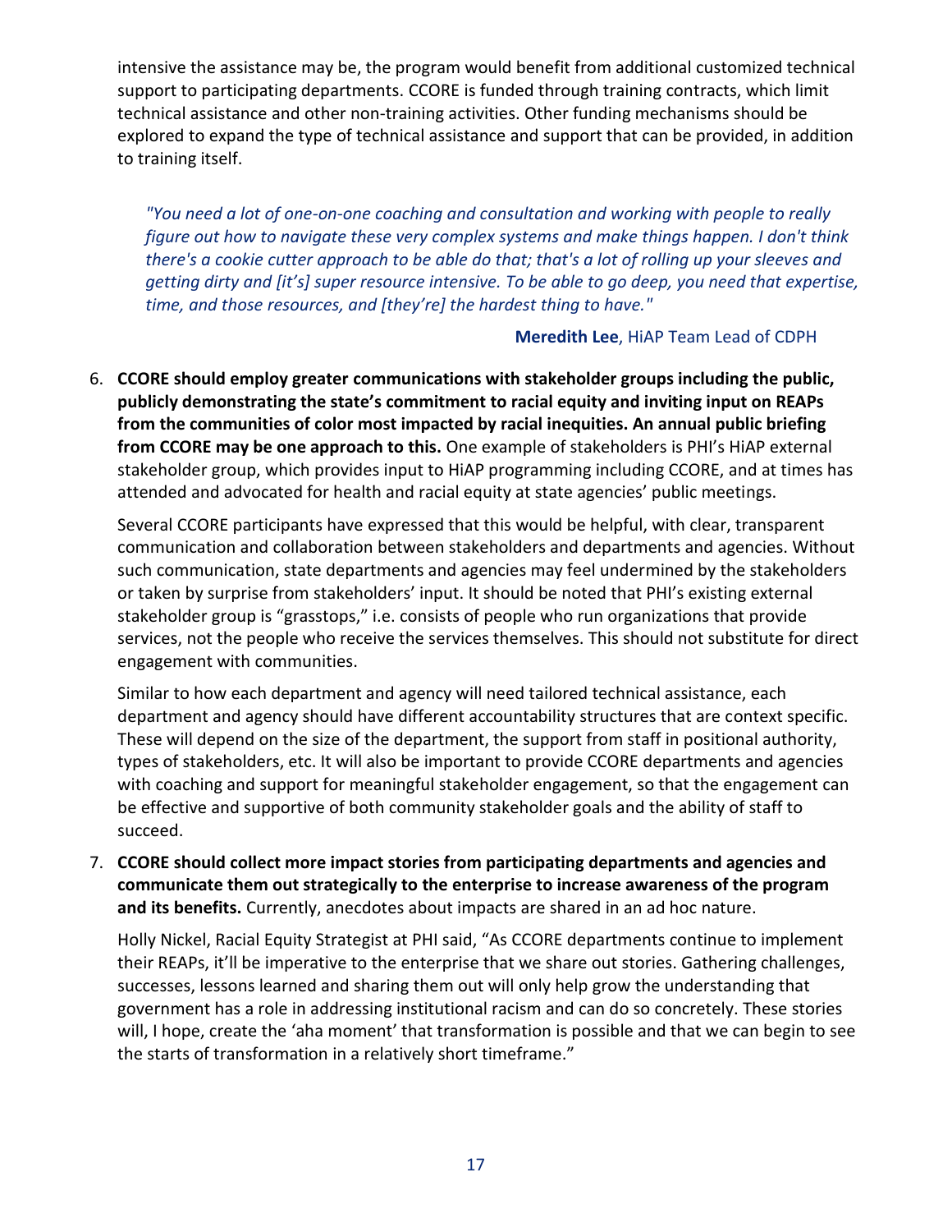intensive the assistance may be, the program would benefit from additional customized technical support to participating departments. CCORE is funded through training contracts, which limit technical assistance and other non-training activities. Other funding mechanisms should be explored to expand the type of technical assistance and support that can be provided, in addition to training itself.

> *"You need a lot of one-on-one coaching and consultation and working with people to really figure out how to navigate these very complex systems and make things happen. I don't think there's a cookie cutter approach to be able do that; that's a lot of rolling up your sleeves and getting dirty and [it's] super resource intensive. To be able to go deep, you need that expertise, time, and those resources, and [they're] the hardest thing to have."*
>
> **Meredith Lee**, HiAP Team Lead of CDPH

6. **CCORE should employ greater communications with stakeholder groups including the public, publicly demonstrating the state's commitment to racial equity and inviting input on REAPs from the communities of color most impacted by racial inequities. An annual public briefing from CCORE may be one approach to this.** One example of stakeholders is PHI's HiAP external stakeholder group, which provides input to HiAP programming including CCORE, and at times has attended and advocated for health and racial equity at state agencies' public meetings.

   Several CCORE participants have expressed that this would be helpful, with clear, transparent communication and collaboration between stakeholders and departments and agencies. Without such communication, state departments and agencies may feel undermined by the stakeholders or taken by surprise from stakeholders' input. It should be noted that PHI's existing external stakeholder group is "grasstops," i.e. consists of people who run organizations that provide services, not the people who receive the services themselves. This should not substitute for direct engagement with communities.

   Similar to how each department and agency will need tailored technical assistance, each department and agency should have different accountability structures that are context specific. These will depend on the size of the department, the support from staff in positional authority, types of stakeholders, etc. It will also be important to provide CCORE departments and agencies with coaching and support for meaningful stakeholder engagement, so that the engagement can be effective and supportive of both community stakeholder goals and the ability of staff to succeed.

7. **CCORE should collect more impact stories from participating departments and agencies and communicate them out strategically to the enterprise to increase awareness of the program and its benefits.** Currently, anecdotes about impacts are shared in an ad hoc nature.

   Holly Nickel, Racial Equity Strategist at PHI said, "As CCORE departments continue to implement their REAPs, it'll be imperative to the enterprise that we share out stories. Gathering challenges, successes, lessons learned and sharing them out will only help grow the understanding that government has a role in addressing institutional racism and can do so concretely. These stories will, I hope, create the 'aha moment' that transformation is possible and that we can begin to see the starts of transformation in a relatively short timeframe."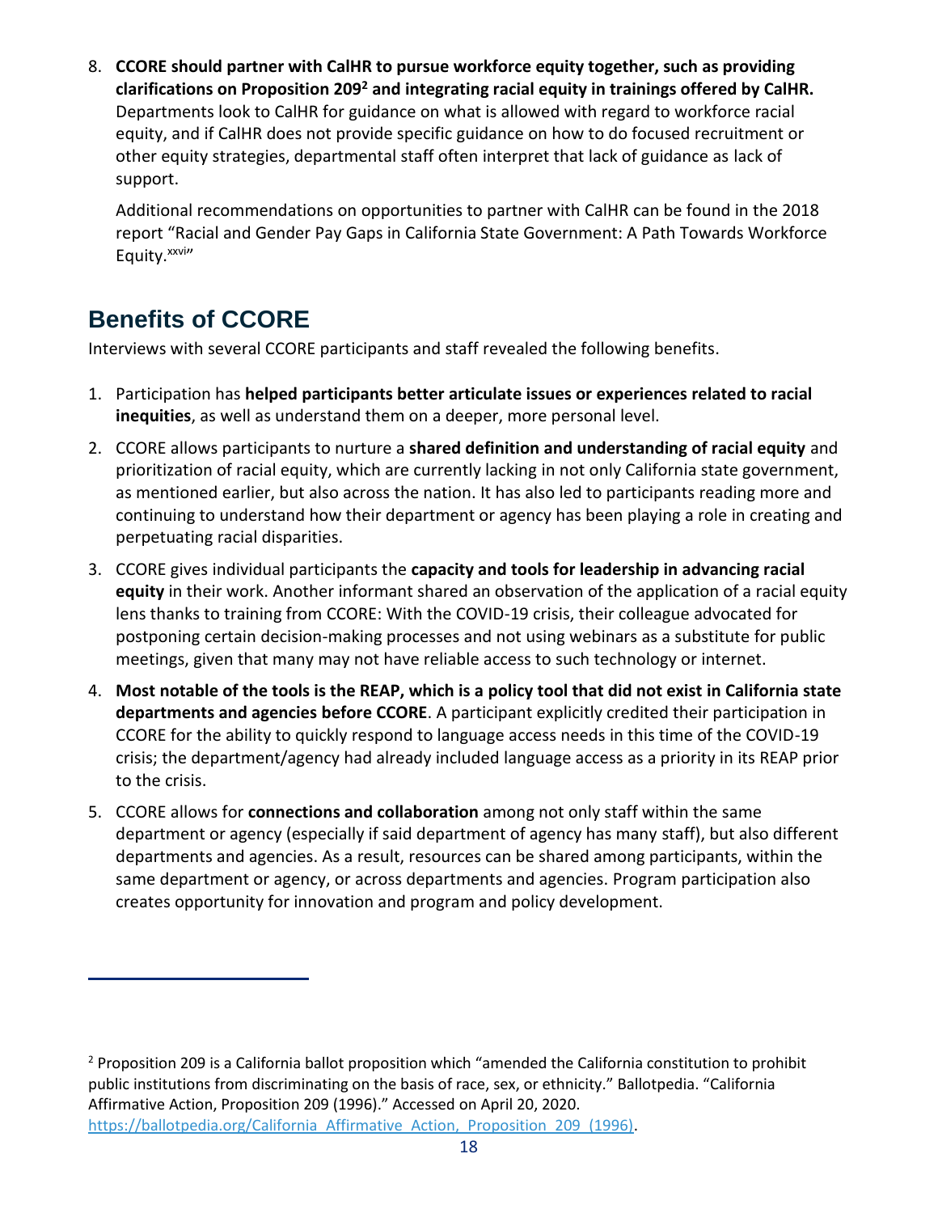8. **CCORE should partner with CalHR to pursue workforce equity together, such as providing clarifications on Proposition 209[2] and integrating racial equity in trainings offered by CalHR.** Departments look to CalHR for guidance on what is allowed with regard to workforce racial equity, and if CalHR does not provide specific guidance on how to do focused recruitment or other equity strategies, departmental staff often interpret that lack of guidance as lack of support.

   Additional recommendations on opportunities to partner with CalHR can be found in the 2018 report "Racial and Gender Pay Gaps in California State Government: A Path Towards Workforce Equity.[xxvi]"

## Benefits of CCORE

Interviews with several CCORE participants and staff revealed the following benefits.

1. Participation has **helped participants better articulate issues or experiences related to racial inequities**, as well as understand them on a deeper, more personal level.
2. CCORE allows participants to nurture a **shared definition and understanding of racial equity** and prioritization of racial equity, which are currently lacking in not only California state government, as mentioned earlier, but also across the nation. It has also led to participants reading more and continuing to understand how their department or agency has been playing a role in creating and perpetuating racial disparities.
3. CCORE gives individual participants the **capacity and tools for leadership in advancing racial equity** in their work. Another informant shared an observation of the application of a racial equity lens thanks to training from CCORE: With the COVID-19 crisis, their colleague advocated for postponing certain decision-making processes and not using webinars as a substitute for public meetings, given that many may not have reliable access to such technology or internet.
4. **Most notable of the tools is the REAP, which is a policy tool that did not exist in California state departments and agencies before CCORE**. A participant explicitly credited their participation in CCORE for the ability to quickly respond to language access needs in this time of the COVID-19 crisis; the department/agency had already included language access as a priority in its REAP prior to the crisis.
5. CCORE allows for **connections and collaboration** among not only staff within the same department or agency (especially if said department of agency has many staff), but also different departments and agencies. As a result, resources can be shared among participants, within the same department or agency, or across departments and agencies. Program participation also creates opportunity for innovation and program and policy development.

---

[2] Proposition 209 is a California ballot proposition which "amended the California constitution to prohibit public institutions from discriminating on the basis of race, sex, or ethnicity." Ballotpedia. "California Affirmative Action, Proposition 209 (1996)." Accessed on April 20, 2020. https://ballotpedia.org/California_Affirmative_Action,_Proposition_209_(1996).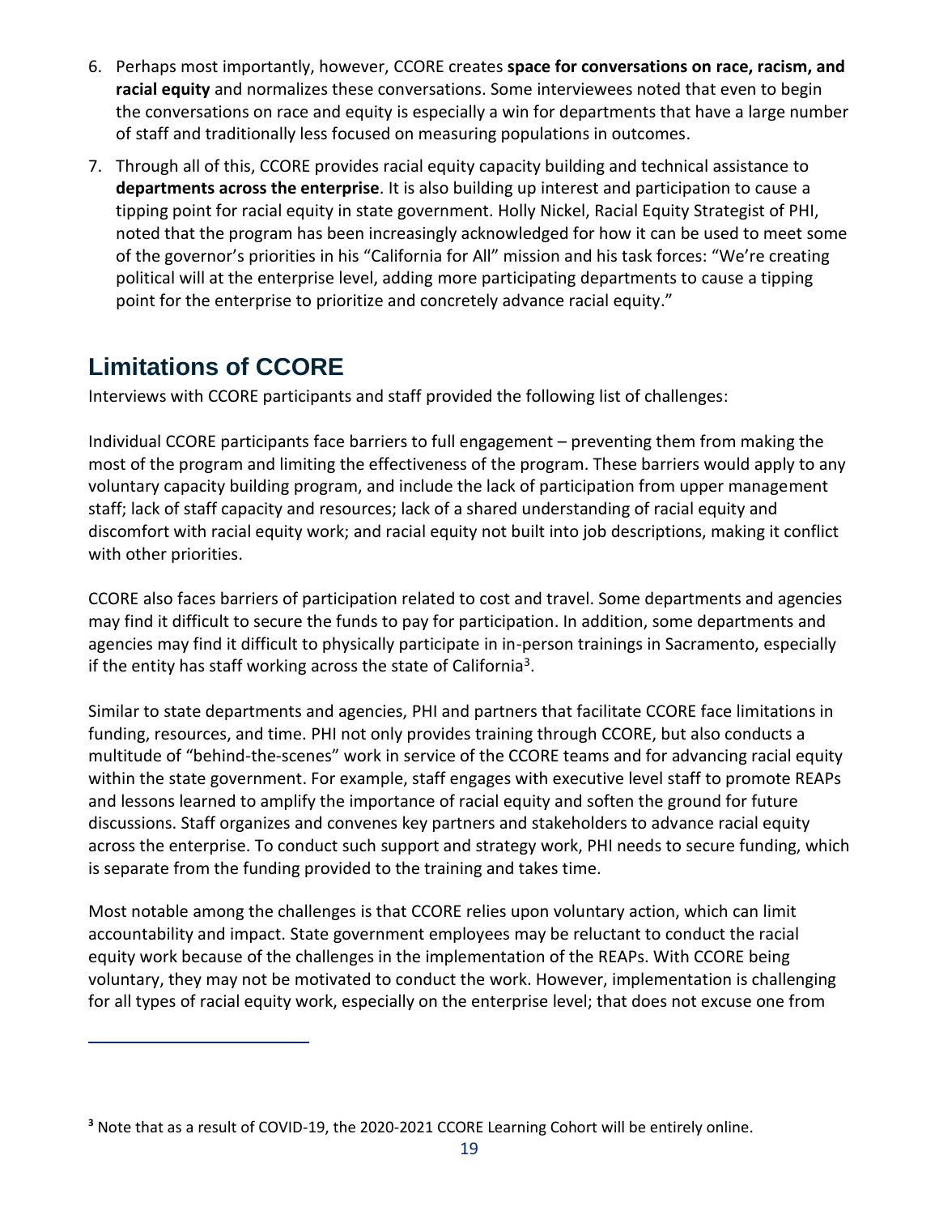6. Perhaps most importantly, however, CCORE creates **space for conversations on race, racism, and racial equity** and normalizes these conversations. Some interviewees noted that even to begin the conversations on race and equity is especially a win for departments that have a large number of staff and traditionally less focused on measuring populations in outcomes.
7. Through all of this, CCORE provides racial equity capacity building and technical assistance to **departments across the enterprise**. It is also building up interest and participation to cause a tipping point for racial equity in state government. Holly Nickel, Racial Equity Strategist of PHI, noted that the program has been increasingly acknowledged for how it can be used to meet some of the governor's priorities in his "California for All" mission and his task forces: "We're creating political will at the enterprise level, adding more participating departments to cause a tipping point for the enterprise to prioritize and concretely advance racial equity."

## Limitations of CCORE

Interviews with CCORE participants and staff provided the following list of challenges:

Individual CCORE participants face barriers to full engagement – preventing them from making the most of the program and limiting the effectiveness of the program. These barriers would apply to any voluntary capacity building program, and include the lack of participation from upper management staff; lack of staff capacity and resources; lack of a shared understanding of racial equity and discomfort with racial equity work; and racial equity not built into job descriptions, making it conflict with other priorities.

CCORE also faces barriers of participation related to cost and travel. Some departments and agencies may find it difficult to secure the funds to pay for participation. In addition, some departments and agencies may find it difficult to physically participate in in-person trainings in Sacramento, especially if the entity has staff working across the state of California[3].

Similar to state departments and agencies, PHI and partners that facilitate CCORE face limitations in funding, resources, and time. PHI not only provides training through CCORE, but also conducts a multitude of "behind-the-scenes" work in service of the CCORE teams and for advancing racial equity within the state government. For example, staff engages with executive level staff to promote REAPs and lessons learned to amplify the importance of racial equity and soften the ground for future discussions. Staff organizes and convenes key partners and stakeholders to advance racial equity across the enterprise. To conduct such support and strategy work, PHI needs to secure funding, which is separate from the funding provided to the training and takes time.

Most notable among the challenges is that CCORE relies upon voluntary action, which can limit accountability and impact. State government employees may be reluctant to conduct the racial equity work because of the challenges in the implementation of the REAPs. With CCORE being voluntary, they may not be motivated to conduct the work. However, implementation is challenging for all types of racial equity work, especially on the enterprise level; that does not excuse one from

[3] Note that as a result of COVID-19, the 2020-2021 CCORE Learning Cohort will be entirely online.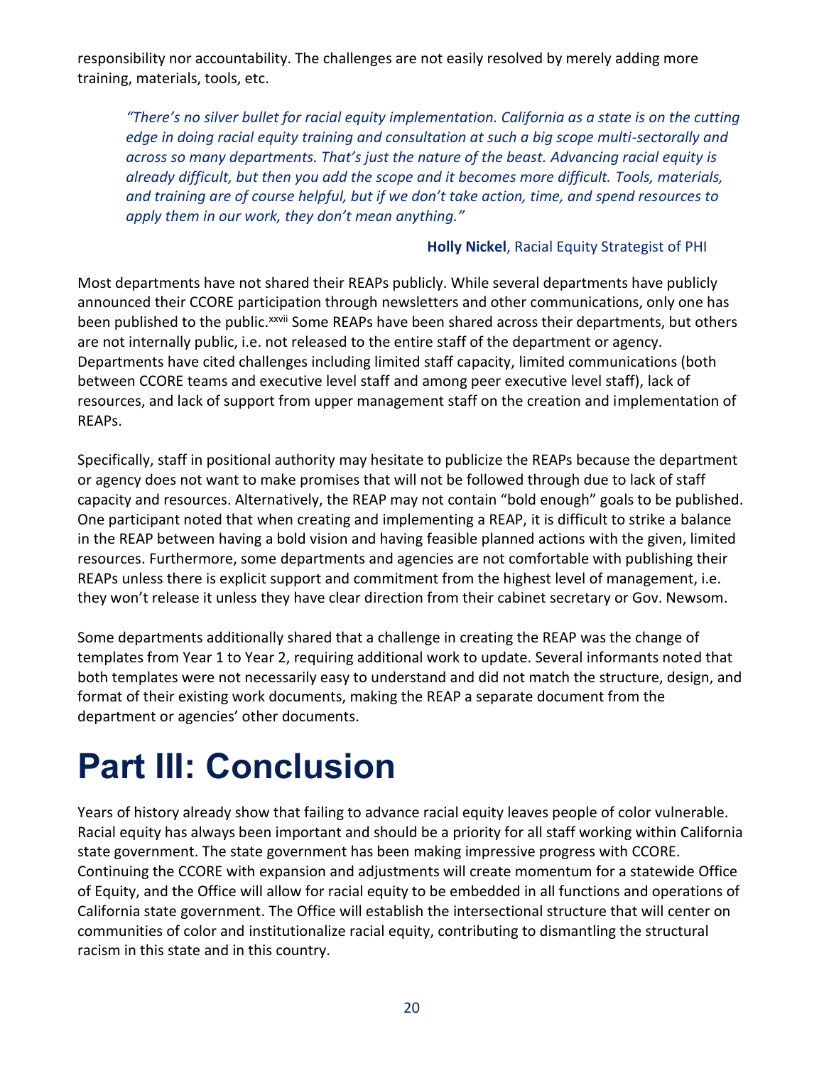responsibility nor accountability. The challenges are not easily resolved by merely adding more training, materials, tools, etc.

> *"There's no silver bullet for racial equity implementation. California as a state is on the cutting edge in doing racial equity training and consultation at such a big scope multi-sectorally and across so many departments. That's just the nature of the beast. Advancing racial equity is already difficult, but then you add the scope and it becomes more difficult. Tools, materials, and training are of course helpful, but if we don't take action, time, and spend resources to apply them in our work, they don't mean anything."*
>
> **Holly Nickel**, Racial Equity Strategist of PHI

Most departments have not shared their REAPs publicly. While several departments have publicly announced their CCORE participation through newsletters and other communications, only one has been published to the public.[xxvii] Some REAPs have been shared across their departments, but others are not internally public, i.e. not released to the entire staff of the department or agency. Departments have cited challenges including limited staff capacity, limited communications (both between CCORE teams and executive level staff and among peer executive level staff), lack of resources, and lack of support from upper management staff on the creation and implementation of REAPs.

Specifically, staff in positional authority may hesitate to publicize the REAPs because the department or agency does not want to make promises that will not be followed through due to lack of staff capacity and resources. Alternatively, the REAP may not contain "bold enough" goals to be published. One participant noted that when creating and implementing a REAP, it is difficult to strike a balance in the REAP between having a bold vision and having feasible planned actions with the given, limited resources. Furthermore, some departments and agencies are not comfortable with publishing their REAPs unless there is explicit support and commitment from the highest level of management, i.e. they won't release it unless they have clear direction from their cabinet secretary or Gov. Newsom.

Some departments additionally shared that a challenge in creating the REAP was the change of templates from Year 1 to Year 2, requiring additional work to update. Several informants noted that both templates were not necessarily easy to understand and did not match the structure, design, and format of their existing work documents, making the REAP a separate document from the department or agencies' other documents.

# Part III: Conclusion

Years of history already show that failing to advance racial equity leaves people of color vulnerable. Racial equity has always been important and should be a priority for all staff working within California state government. The state government has been making impressive progress with CCORE. Continuing the CCORE with expansion and adjustments will create momentum for a statewide Office of Equity, and the Office will allow for racial equity to be embedded in all functions and operations of California state government. The Office will establish the intersectional structure that will center on communities of color and institutionalize racial equity, contributing to dismantling the structural racism in this state and in this country.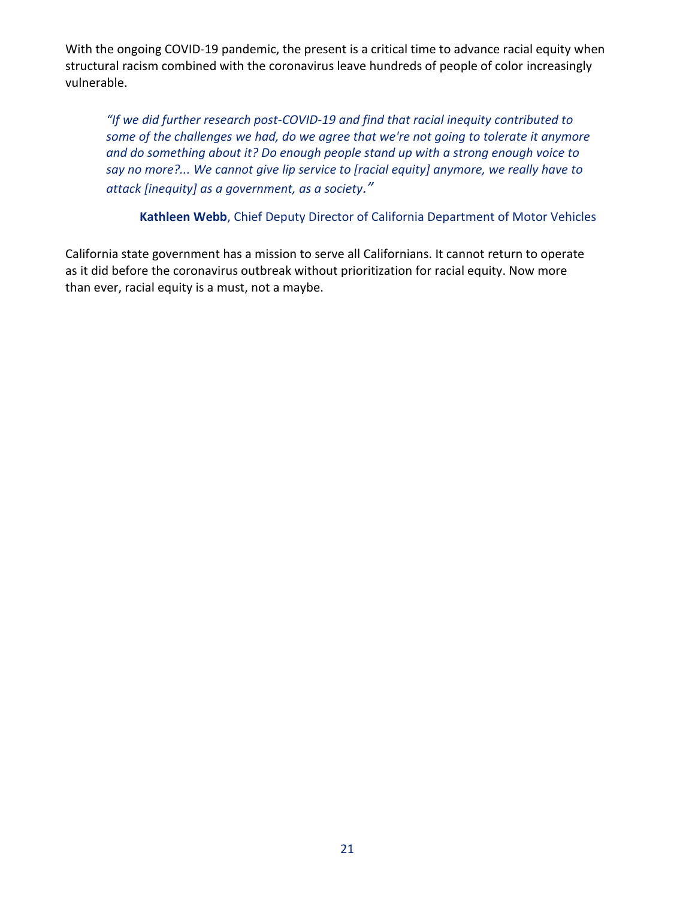With the ongoing COVID-19 pandemic, the present is a critical time to advance racial equity when structural racism combined with the coronavirus leave hundreds of people of color increasingly vulnerable.

> *"If we did further research post-COVID-19 and find that racial inequity contributed to some of the challenges we had, do we agree that we're not going to tolerate it anymore and do something about it? Do enough people stand up with a strong enough voice to say no more?... We cannot give lip service to [racial equity] anymore, we really have to attack [inequity] as a government, as a society."*
>
> **Kathleen Webb**, Chief Deputy Director of California Department of Motor Vehicles

California state government has a mission to serve all Californians. It cannot return to operate as it did before the coronavirus outbreak without prioritization for racial equity. Now more than ever, racial equity is a must, not a maybe.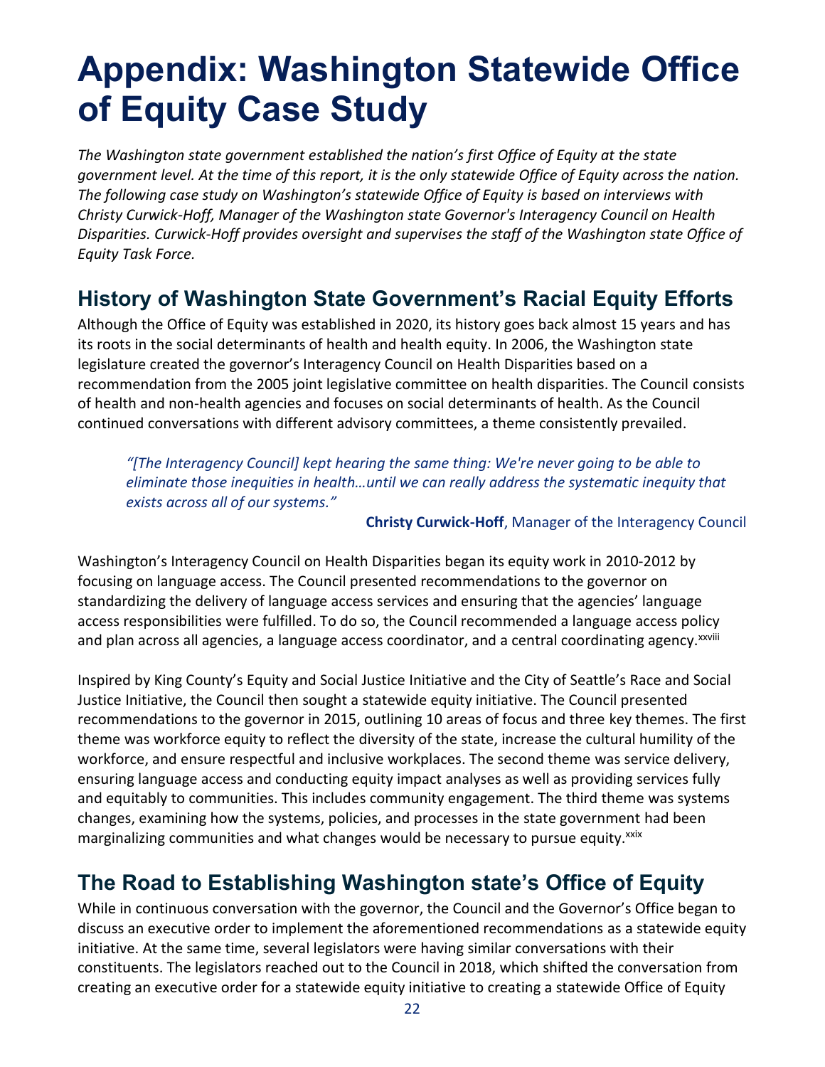# Appendix: Washington Statewide Office of Equity Case Study

*The Washington state government established the nation's first Office of Equity at the state government level. At the time of this report, it is the only statewide Office of Equity across the nation. The following case study on Washington's statewide Office of Equity is based on interviews with Christy Curwick-Hoff, Manager of the Washington state Governor's Interagency Council on Health Disparities. Curwick-Hoff provides oversight and supervises the staff of the Washington state Office of Equity Task Force.*

## History of Washington State Government's Racial Equity Efforts

Although the Office of Equity was established in 2020, its history goes back almost 15 years and has its roots in the social determinants of health and health equity. In 2006, the Washington state legislature created the governor's Interagency Council on Health Disparities based on a recommendation from the 2005 joint legislative committee on health disparities. The Council consists of health and non-health agencies and focuses on social determinants of health. As the Council continued conversations with different advisory committees, a theme consistently prevailed.

> *"[The Interagency Council] kept hearing the same thing: We're never going to be able to eliminate those inequities in health…until we can really address the systematic inequity that exists across all of our systems."*
>
> **Christy Curwick-Hoff**, Manager of the Interagency Council

Washington's Interagency Council on Health Disparities began its equity work in 2010-2012 by focusing on language access. The Council presented recommendations to the governor on standardizing the delivery of language access services and ensuring that the agencies' language access responsibilities were fulfilled. To do so, the Council recommended a language access policy and plan across all agencies, a language access coordinator, and a central coordinating agency.[xxviii]

Inspired by King County's Equity and Social Justice Initiative and the City of Seattle's Race and Social Justice Initiative, the Council then sought a statewide equity initiative. The Council presented recommendations to the governor in 2015, outlining 10 areas of focus and three key themes. The first theme was workforce equity to reflect the diversity of the state, increase the cultural humility of the workforce, and ensure respectful and inclusive workplaces. The second theme was service delivery, ensuring language access and conducting equity impact analyses as well as providing services fully and equitably to communities. This includes community engagement. The third theme was systems changes, examining how the systems, policies, and processes in the state government had been marginalizing communities and what changes would be necessary to pursue equity.[xxix]

## The Road to Establishing Washington state's Office of Equity

While in continuous conversation with the governor, the Council and the Governor's Office began to discuss an executive order to implement the aforementioned recommendations as a statewide equity initiative. At the same time, several legislators were having similar conversations with their constituents. The legislators reached out to the Council in 2018, which shifted the conversation from creating an executive order for a statewide equity initiative to creating a statewide Office of Equity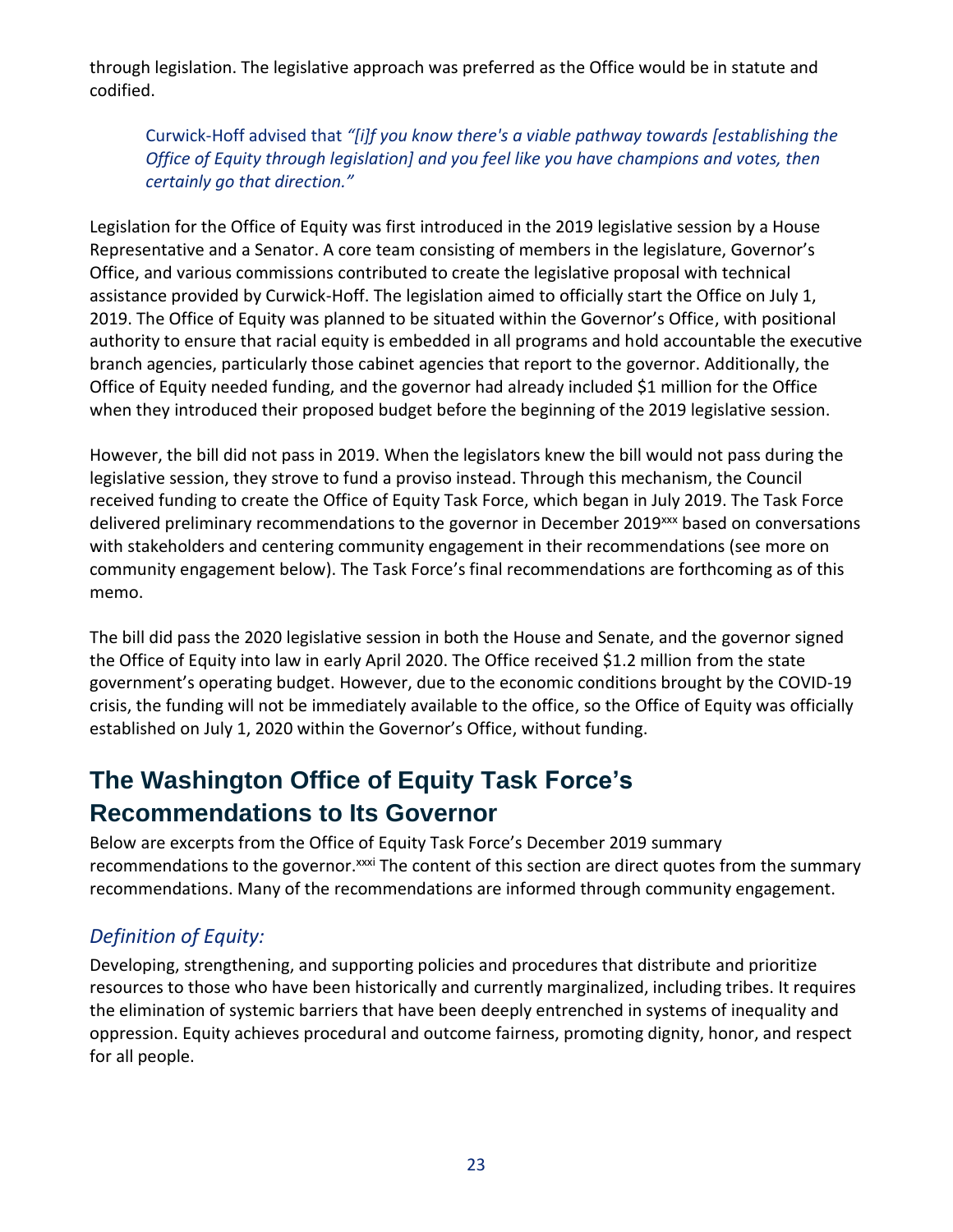through legislation. The legislative approach was preferred as the Office would be in statute and codified.

> Curwick-Hoff advised that *"[i]f you know there's a viable pathway towards [establishing the Office of Equity through legislation] and you feel like you have champions and votes, then certainly go that direction."*

Legislation for the Office of Equity was first introduced in the 2019 legislative session by a House Representative and a Senator. A core team consisting of members in the legislature, Governor's Office, and various commissions contributed to create the legislative proposal with technical assistance provided by Curwick-Hoff. The legislation aimed to officially start the Office on July 1, 2019. The Office of Equity was planned to be situated within the Governor's Office, with positional authority to ensure that racial equity is embedded in all programs and hold accountable the executive branch agencies, particularly those cabinet agencies that report to the governor. Additionally, the Office of Equity needed funding, and the governor had already included $1 million for the Office when they introduced their proposed budget before the beginning of the 2019 legislative session.

However, the bill did not pass in 2019. When the legislators knew the bill would not pass during the legislative session, they strove to fund a proviso instead. Through this mechanism, the Council received funding to create the Office of Equity Task Force, which began in July 2019. The Task Force delivered preliminary recommendations to the governor in December 2019[xxx] based on conversations with stakeholders and centering community engagement in their recommendations (see more on community engagement below). The Task Force's final recommendations are forthcoming as of this memo.

The bill did pass the 2020 legislative session in both the House and Senate, and the governor signed the Office of Equity into law in early April 2020. The Office received $1.2 million from the state government's operating budget. However, due to the economic conditions brought by the COVID-19 crisis, the funding will not be immediately available to the office, so the Office of Equity was officially established on July 1, 2020 within the Governor's Office, without funding.

## The Washington Office of Equity Task Force's Recommendations to Its Governor

Below are excerpts from the Office of Equity Task Force's December 2019 summary recommendations to the governor.[xxxi] The content of this section are direct quotes from the summary recommendations. Many of the recommendations are informed through community engagement.

### *Definition of Equity:*

Developing, strengthening, and supporting policies and procedures that distribute and prioritize resources to those who have been historically and currently marginalized, including tribes. It requires the elimination of systemic barriers that have been deeply entrenched in systems of inequality and oppression. Equity achieves procedural and outcome fairness, promoting dignity, honor, and respect for all people.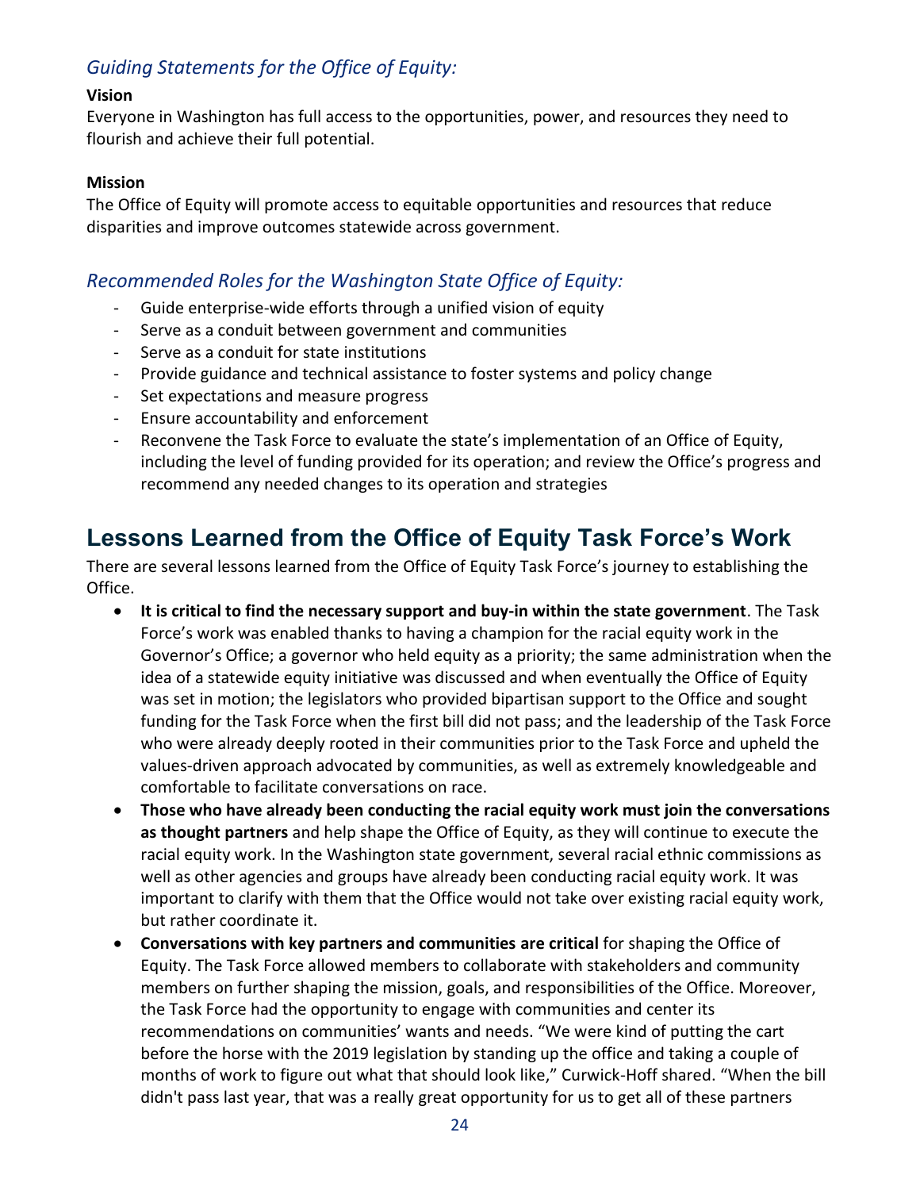### *Guiding Statements for the Office of Equity:*

**Vision**

Everyone in Washington has full access to the opportunities, power, and resources they need to flourish and achieve their full potential.

**Mission**

The Office of Equity will promote access to equitable opportunities and resources that reduce disparities and improve outcomes statewide across government.

### *Recommended Roles for the Washington State Office of Equity:*

- Guide enterprise-wide efforts through a unified vision of equity
- Serve as a conduit between government and communities
- Serve as a conduit for state institutions
- Provide guidance and technical assistance to foster systems and policy change
- Set expectations and measure progress
- Ensure accountability and enforcement
- Reconvene the Task Force to evaluate the state's implementation of an Office of Equity, including the level of funding provided for its operation; and review the Office's progress and recommend any needed changes to its operation and strategies

## Lessons Learned from the Office of Equity Task Force's Work

There are several lessons learned from the Office of Equity Task Force's journey to establishing the Office.

- **It is critical to find the necessary support and buy-in within the state government**. The Task Force's work was enabled thanks to having a champion for the racial equity work in the Governor's Office; a governor who held equity as a priority; the same administration when the idea of a statewide equity initiative was discussed and when eventually the Office of Equity was set in motion; the legislators who provided bipartisan support to the Office and sought funding for the Task Force when the first bill did not pass; and the leadership of the Task Force who were already deeply rooted in their communities prior to the Task Force and upheld the values-driven approach advocated by communities, as well as extremely knowledgeable and comfortable to facilitate conversations on race.
- **Those who have already been conducting the racial equity work must join the conversations as thought partners** and help shape the Office of Equity, as they will continue to execute the racial equity work. In the Washington state government, several racial ethnic commissions as well as other agencies and groups have already been conducting racial equity work. It was important to clarify with them that the Office would not take over existing racial equity work, but rather coordinate it.
- **Conversations with key partners and communities are critical** for shaping the Office of Equity. The Task Force allowed members to collaborate with stakeholders and community members on further shaping the mission, goals, and responsibilities of the Office. Moreover, the Task Force had the opportunity to engage with communities and center its recommendations on communities' wants and needs. "We were kind of putting the cart before the horse with the 2019 legislation by standing up the office and taking a couple of months of work to figure out what that should look like," Curwick-Hoff shared. "When the bill didn't pass last year, that was a really great opportunity for us to get all of these partners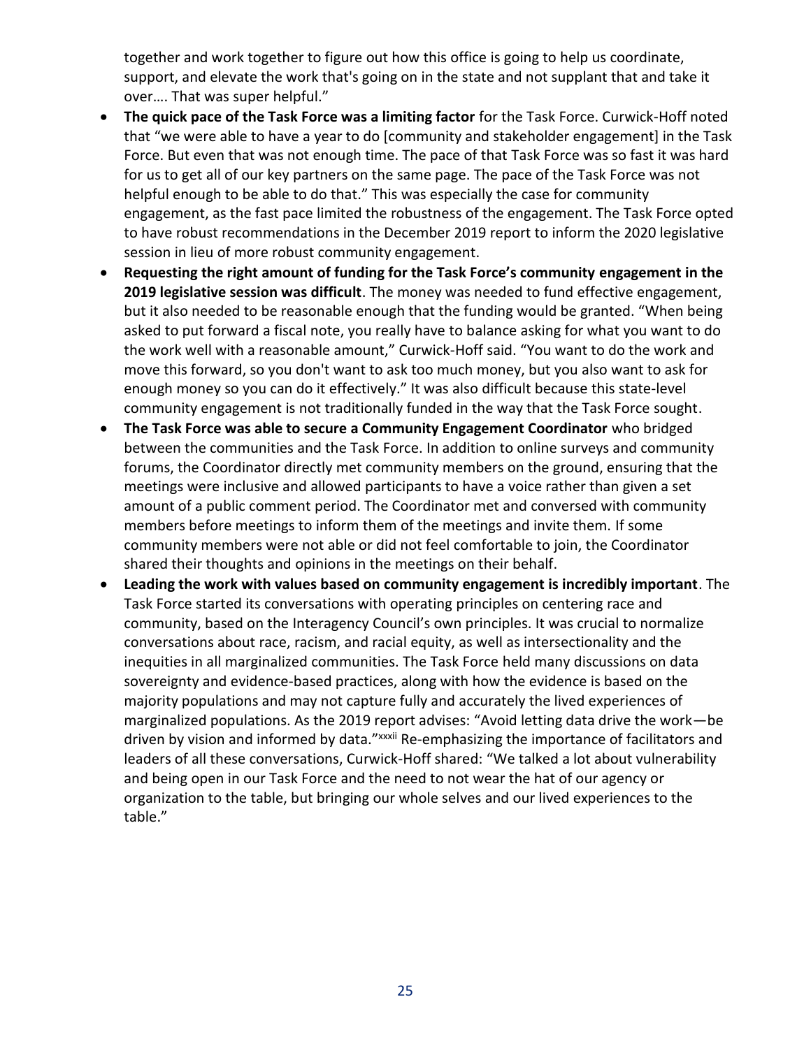together and work together to figure out how this office is going to help us coordinate, support, and elevate the work that's going on in the state and not supplant that and take it over…. That was super helpful."

- **The quick pace of the Task Force was a limiting factor** for the Task Force. Curwick-Hoff noted that "we were able to have a year to do [community and stakeholder engagement] in the Task Force. But even that was not enough time. The pace of that Task Force was so fast it was hard for us to get all of our key partners on the same page. The pace of the Task Force was not helpful enough to be able to do that." This was especially the case for community engagement, as the fast pace limited the robustness of the engagement. The Task Force opted to have robust recommendations in the December 2019 report to inform the 2020 legislative session in lieu of more robust community engagement.
- **Requesting the right amount of funding for the Task Force's community engagement in the 2019 legislative session was difficult**. The money was needed to fund effective engagement, but it also needed to be reasonable enough that the funding would be granted. "When being asked to put forward a fiscal note, you really have to balance asking for what you want to do the work well with a reasonable amount," Curwick-Hoff said. "You want to do the work and move this forward, so you don't want to ask too much money, but you also want to ask for enough money so you can do it effectively." It was also difficult because this state-level community engagement is not traditionally funded in the way that the Task Force sought.
- **The Task Force was able to secure a Community Engagement Coordinator** who bridged between the communities and the Task Force. In addition to online surveys and community forums, the Coordinator directly met community members on the ground, ensuring that the meetings were inclusive and allowed participants to have a voice rather than given a set amount of a public comment period. The Coordinator met and conversed with community members before meetings to inform them of the meetings and invite them. If some community members were not able or did not feel comfortable to join, the Coordinator shared their thoughts and opinions in the meetings on their behalf.
- **Leading the work with values based on community engagement is incredibly important**. The Task Force started its conversations with operating principles on centering race and community, based on the Interagency Council's own principles. It was crucial to normalize conversations about race, racism, and racial equity, as well as intersectionality and the inequities in all marginalized communities. The Task Force held many discussions on data sovereignty and evidence-based practices, along with how the evidence is based on the majority populations and may not capture fully and accurately the lived experiences of marginalized populations. As the 2019 report advises: "Avoid letting data drive the work—be driven by vision and informed by data."[xxxii] Re-emphasizing the importance of facilitators and leaders of all these conversations, Curwick-Hoff shared: "We talked a lot about vulnerability and being open in our Task Force and the need to not wear the hat of our agency or organization to the table, but bringing our whole selves and our lived experiences to the table."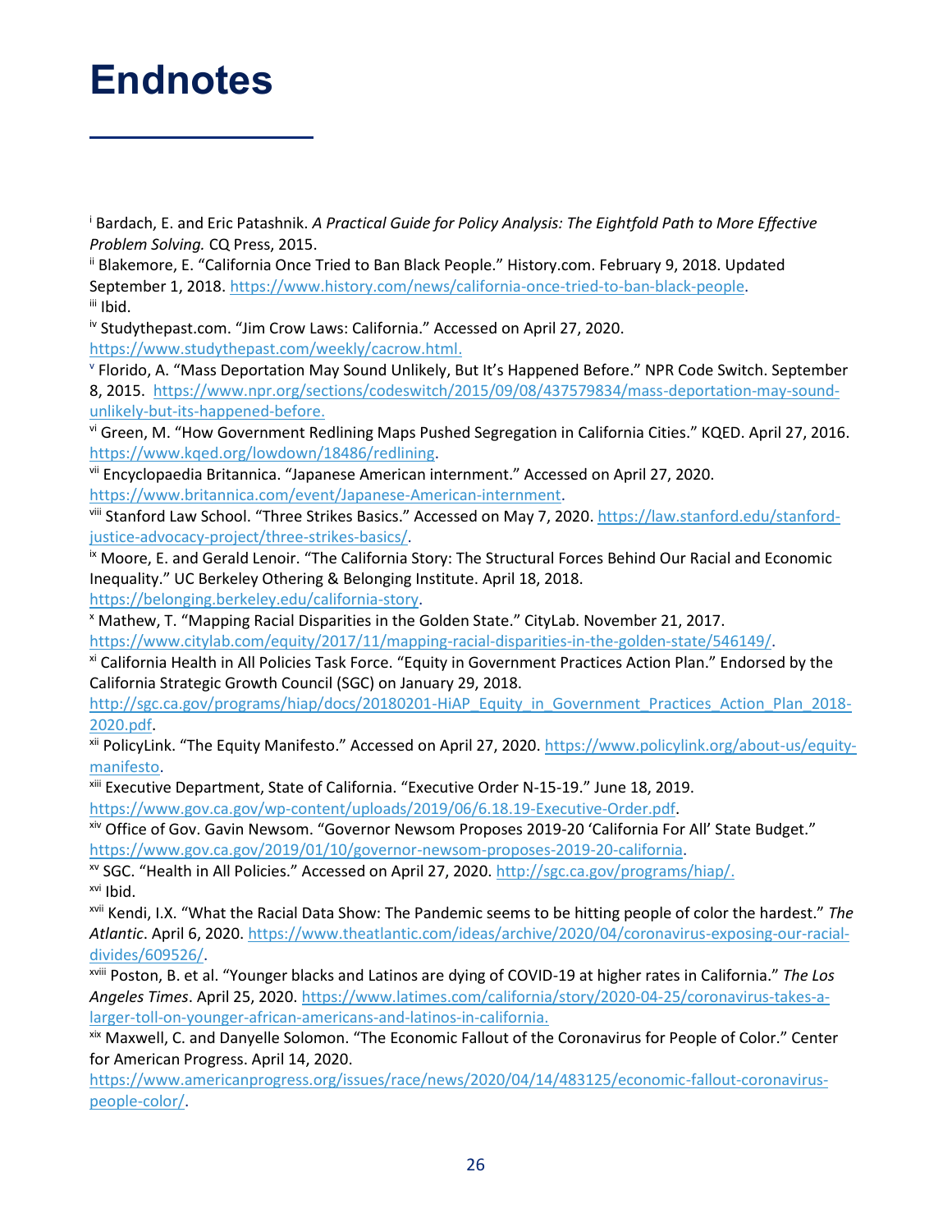# Endnotes

[i] Bardach, E. and Eric Patashnik. *A Practical Guide for Policy Analysis: The Eightfold Path to More Effective Problem Solving.* CQ Press, 2015.

[ii] Blakemore, E. "California Once Tried to Ban Black People." History.com. February 9, 2018. Updated September 1, 2018. https://www.history.com/news/california-once-tried-to-ban-black-people.

[iii] Ibid.

[iv] Studythepast.com. "Jim Crow Laws: California." Accessed on April 27, 2020. https://www.studythepast.com/weekly/cacrow.html.

[v] Florido, A. "Mass Deportation May Sound Unlikely, But It's Happened Before." NPR Code Switch. September 8, 2015. https://www.npr.org/sections/codeswitch/2015/09/08/437579834/mass-deportation-may-sound-unlikely-but-its-happened-before.

[vi] Green, M. "How Government Redlining Maps Pushed Segregation in California Cities." KQED. April 27, 2016. https://www.kqed.org/lowdown/18486/redlining.

[vii] Encyclopaedia Britannica. "Japanese American internment." Accessed on April 27, 2020. https://www.britannica.com/event/Japanese-American-internment.

[viii] Stanford Law School. "Three Strikes Basics." Accessed on May 7, 2020. https://law.stanford.edu/stanford-justice-advocacy-project/three-strikes-basics/.

[ix] Moore, E. and Gerald Lenoir. "The California Story: The Structural Forces Behind Our Racial and Economic Inequality." UC Berkeley Othering & Belonging Institute. April 18, 2018. https://belonging.berkeley.edu/california-story.

[x] Mathew, T. "Mapping Racial Disparities in the Golden State." CityLab. November 21, 2017. https://www.citylab.com/equity/2017/11/mapping-racial-disparities-in-the-golden-state/546149/.

[xi] California Health in All Policies Task Force. "Equity in Government Practices Action Plan." Endorsed by the California Strategic Growth Council (SGC) on January 29, 2018. http://sgc.ca.gov/programs/hiap/docs/20180201-HiAP_Equity_in_Government_Practices_Action_Plan_2018-2020.pdf.

[xii] PolicyLink. "The Equity Manifesto." Accessed on April 27, 2020. https://www.policylink.org/about-us/equity-manifesto.

[xiii] Executive Department, State of California. "Executive Order N-15-19." June 18, 2019. https://www.gov.ca.gov/wp-content/uploads/2019/06/6.18.19-Executive-Order.pdf.

[xiv] Office of Gov. Gavin Newsom. "Governor Newsom Proposes 2019-20 'California For All' State Budget." https://www.gov.ca.gov/2019/01/10/governor-newsom-proposes-2019-20-california.

[xv] SGC. "Health in All Policies." Accessed on April 27, 2020. http://sgc.ca.gov/programs/hiap/.

[xvi] Ibid.

[xvii] Kendi, I.X. "What the Racial Data Show: The Pandemic seems to be hitting people of color the hardest." *The Atlantic*. April 6, 2020. https://www.theatlantic.com/ideas/archive/2020/04/coronavirus-exposing-our-racial-divides/609526/.

[xviii] Poston, B. et al. "Younger blacks and Latinos are dying of COVID-19 at higher rates in California." *The Los Angeles Times*. April 25, 2020. https://www.latimes.com/california/story/2020-04-25/coronavirus-takes-a-larger-toll-on-younger-african-americans-and-latinos-in-california.

[xix] Maxwell, C. and Danyelle Solomon. "The Economic Fallout of the Coronavirus for People of Color." Center for American Progress. April 14, 2020. https://www.americanprogress.org/issues/race/news/2020/04/14/483125/economic-fallout-coronavirus-people-color/.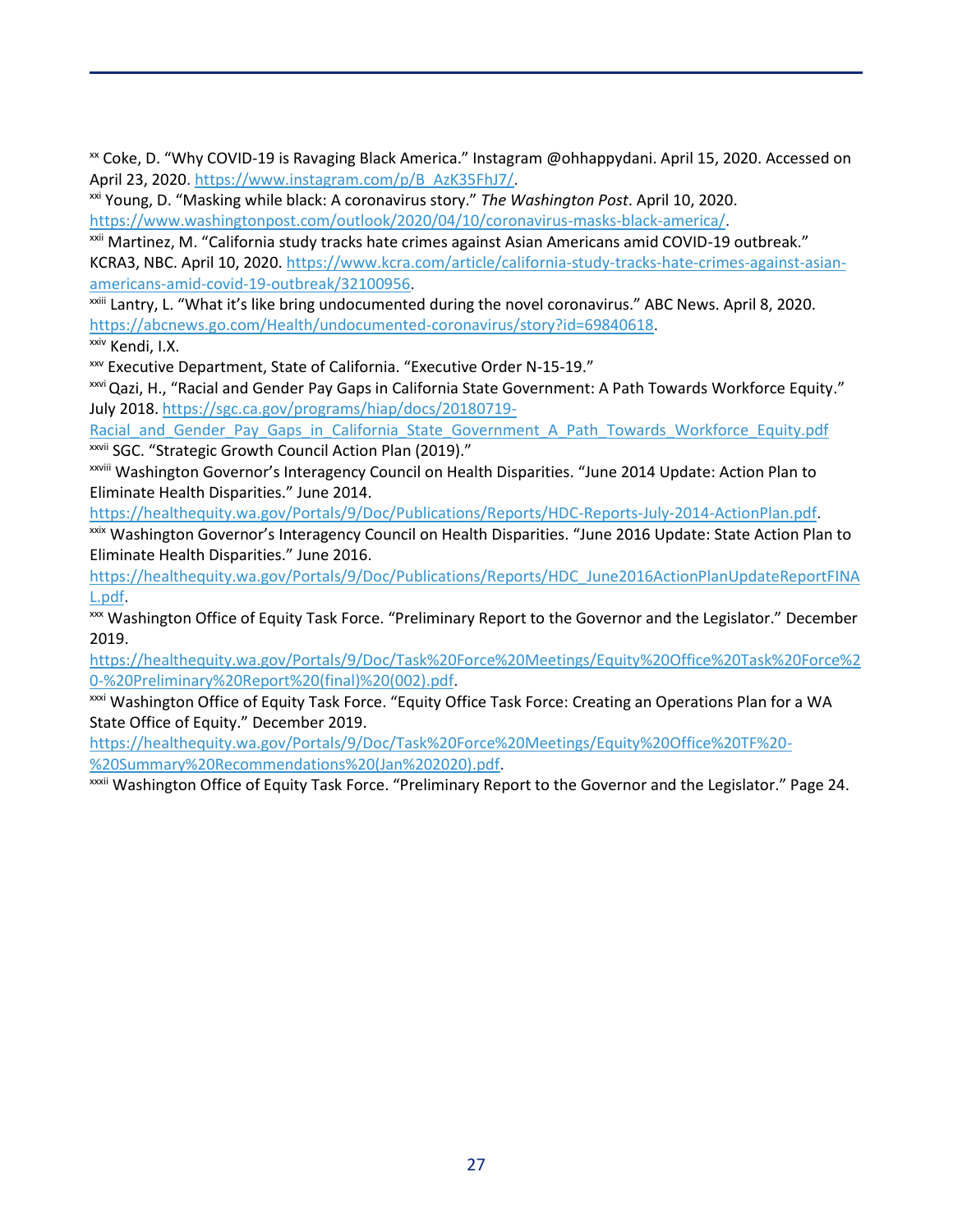[xx] Coke, D. "Why COVID-19 is Ravaging Black America." Instagram @ohhappydani. April 15, 2020. Accessed on April 23, 2020. https://www.instagram.com/p/B_AzK35FhJ7/.

[xxi] Young, D. "Masking while black: A coronavirus story." *The Washington Post*. April 10, 2020. https://www.washingtonpost.com/outlook/2020/04/10/coronavirus-masks-black-america/.

[xxii] Martinez, M. "California study tracks hate crimes against Asian Americans amid COVID-19 outbreak." KCRA3, NBC. April 10, 2020. https://www.kcra.com/article/california-study-tracks-hate-crimes-against-asian-americans-amid-covid-19-outbreak/32100956.

[xxiii] Lantry, L. "What it's like bring undocumented during the novel coronavirus." ABC News. April 8, 2020. https://abcnews.go.com/Health/undocumented-coronavirus/story?id=69840618.

[xxiv] Kendi, I.X.

[xxv] Executive Department, State of California. "Executive Order N-15-19."

[xxvi] Qazi, H., "Racial and Gender Pay Gaps in California State Government: A Path Towards Workforce Equity." July 2018. https://sgc.ca.gov/programs/hiap/docs/20180719-Racial_and_Gender_Pay_Gaps_in_California_State_Government_A_Path_Towards_Workforce_Equity.pdf

[xxvii] SGC. "Strategic Growth Council Action Plan (2019)."

[xxviii] Washington Governor's Interagency Council on Health Disparities. "June 2014 Update: Action Plan to Eliminate Health Disparities." June 2014. https://healthequity.wa.gov/Portals/9/Doc/Publications/Reports/HDC-Reports-July-2014-ActionPlan.pdf.

[xxix] Washington Governor's Interagency Council on Health Disparities. "June 2016 Update: State Action Plan to Eliminate Health Disparities." June 2016. https://healthequity.wa.gov/Portals/9/Doc/Publications/Reports/HDC_June2016ActionPlanUpdateReportFINAL.pdf.

[xxx] Washington Office of Equity Task Force. "Preliminary Report to the Governor and the Legislator." December 2019. https://healthequity.wa.gov/Portals/9/Doc/Task%20Force%20Meetings/Equity%20Office%20Task%20Force%20-%20Preliminary%20Report%20(final)%20(002).pdf.

[xxxi] Washington Office of Equity Task Force. "Equity Office Task Force: Creating an Operations Plan for a WA State Office of Equity." December 2019. https://healthequity.wa.gov/Portals/9/Doc/Task%20Force%20Meetings/Equity%20Office%20TF%20-%20Summary%20Recommendations%20(Jan%202020).pdf.

[xxxii] Washington Office of Equity Task Force. "Preliminary Report to the Governor and the Legislator." Page 24.